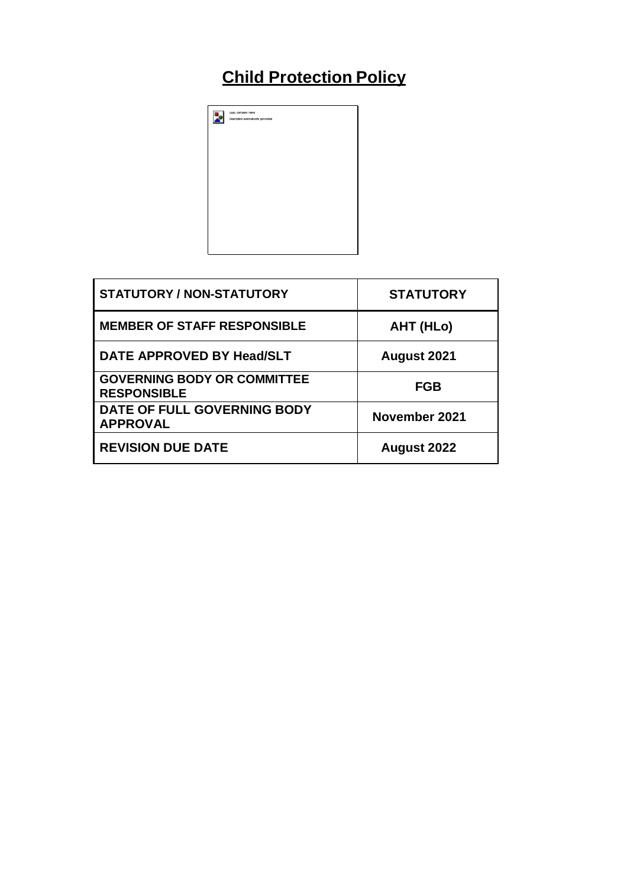# Child Protection Policy

| | |
|---|---|
| **STATUTORY / NON-STATUTORY** | **STATUTORY** |
| **MEMBER OF STAFF RESPONSIBLE** | **AHT (HLo)** |
| **DATE APPROVED BY Head/SLT** | **August 2021** |
| **GOVERNING BODY OR COMMITTEE RESPONSIBLE** | **FGB** |
| **DATE OF FULL GOVERNING BODY APPROVAL** | **November 2021** |
| **REVISION DUE DATE** | **August 2022** |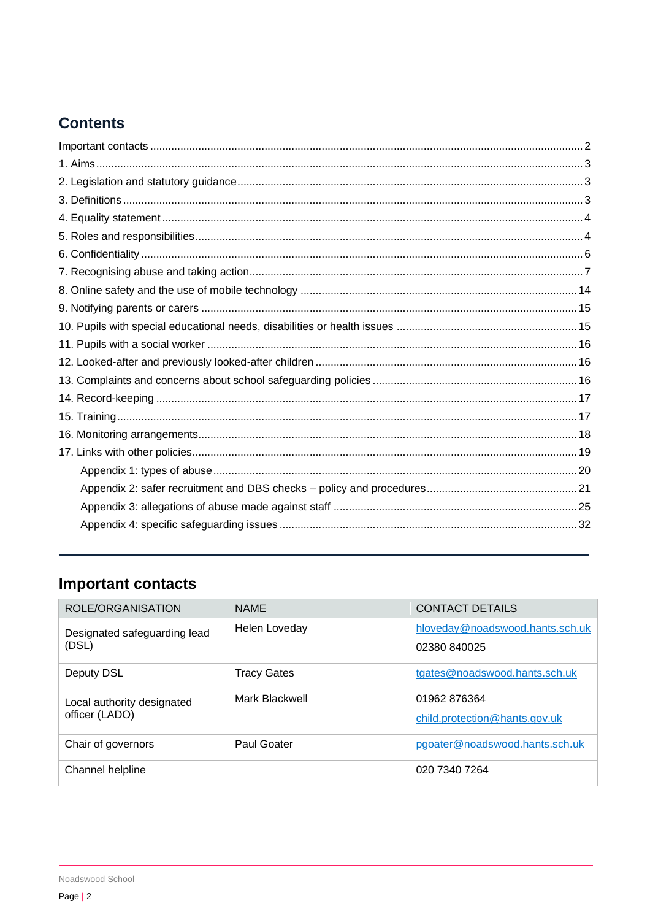## Contents

Important contacts ..... 2
1. Aims ..... 3
2. Legislation and statutory guidance ..... 3
3. Definitions ..... 3
4. Equality statement ..... 4
5. Roles and responsibilities ..... 4
6. Confidentiality ..... 6
7. Recognising abuse and taking action ..... 7
8. Online safety and the use of mobile technology ..... 14
9. Notifying parents or carers ..... 15
10. Pupils with special educational needs, disabilities or health issues ..... 15
11. Pupils with a social worker ..... 16
12. Looked-after and previously looked-after children ..... 16
13. Complaints and concerns about school safeguarding policies ..... 16
14. Record-keeping ..... 17
15. Training ..... 17
16. Monitoring arrangements ..... 18
17. Links with other policies ..... 19
   Appendix 1: types of abuse ..... 20
   Appendix 2: safer recruitment and DBS checks – policy and procedures ..... 21
   Appendix 3: allegations of abuse made against staff ..... 25
   Appendix 4: specific safeguarding issues ..... 32

## Important contacts

| ROLE/ORGANISATION | NAME | CONTACT DETAILS |
|---|---|---|
| Designated safeguarding lead (DSL) | Helen Loveday | hloveday@noadswood.hants.sch.uk<br>02380 840025 |
| Deputy DSL | Tracy Gates | tgates@noadswood.hants.sch.uk |
| Local authority designated officer (LADO) | Mark Blackwell | 01962 876364<br>child.protection@hants.gov.uk |
| Chair of governors | Paul Goater | pgoater@noadswood.hants.sch.uk |
| Channel helpline | | 020 7340 7264 |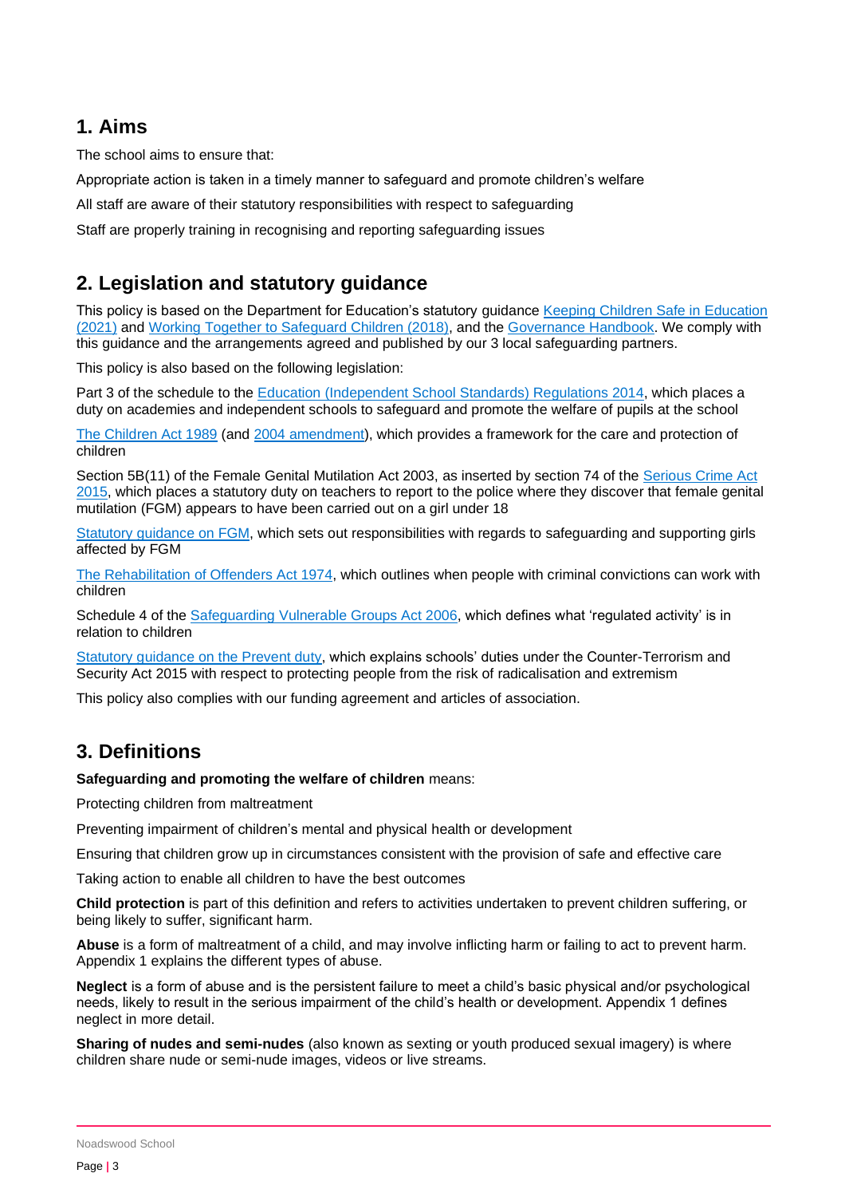## 1. Aims

The school aims to ensure that:

Appropriate action is taken in a timely manner to safeguard and promote children's welfare

All staff are aware of their statutory responsibilities with respect to safeguarding

Staff are properly training in recognising and reporting safeguarding issues

## 2. Legislation and statutory guidance

This policy is based on the Department for Education's statutory guidance Keeping Children Safe in Education (2021) and Working Together to Safeguard Children (2018), and the Governance Handbook. We comply with this guidance and the arrangements agreed and published by our 3 local safeguarding partners.

This policy is also based on the following legislation:

Part 3 of the schedule to the Education (Independent School Standards) Regulations 2014, which places a duty on academies and independent schools to safeguard and promote the welfare of pupils at the school

The Children Act 1989 (and 2004 amendment), which provides a framework for the care and protection of children

Section 5B(11) of the Female Genital Mutilation Act 2003, as inserted by section 74 of the Serious Crime Act 2015, which places a statutory duty on teachers to report to the police where they discover that female genital mutilation (FGM) appears to have been carried out on a girl under 18

Statutory guidance on FGM, which sets out responsibilities with regards to safeguarding and supporting girls affected by FGM

The Rehabilitation of Offenders Act 1974, which outlines when people with criminal convictions can work with children

Schedule 4 of the Safeguarding Vulnerable Groups Act 2006, which defines what 'regulated activity' is in relation to children

Statutory guidance on the Prevent duty, which explains schools' duties under the Counter-Terrorism and Security Act 2015 with respect to protecting people from the risk of radicalisation and extremism

This policy also complies with our funding agreement and articles of association.

## 3. Definitions

**Safeguarding and promoting the welfare of children** means:

Protecting children from maltreatment

Preventing impairment of children's mental and physical health or development

Ensuring that children grow up in circumstances consistent with the provision of safe and effective care

Taking action to enable all children to have the best outcomes

**Child protection** is part of this definition and refers to activities undertaken to prevent children suffering, or being likely to suffer, significant harm.

**Abuse** is a form of maltreatment of a child, and may involve inflicting harm or failing to act to prevent harm. Appendix 1 explains the different types of abuse.

**Neglect** is a form of abuse and is the persistent failure to meet a child's basic physical and/or psychological needs, likely to result in the serious impairment of the child's health or development. Appendix 1 defines neglect in more detail.

**Sharing of nudes and semi-nudes** (also known as sexting or youth produced sexual imagery) is where children share nude or semi-nude images, videos or live streams.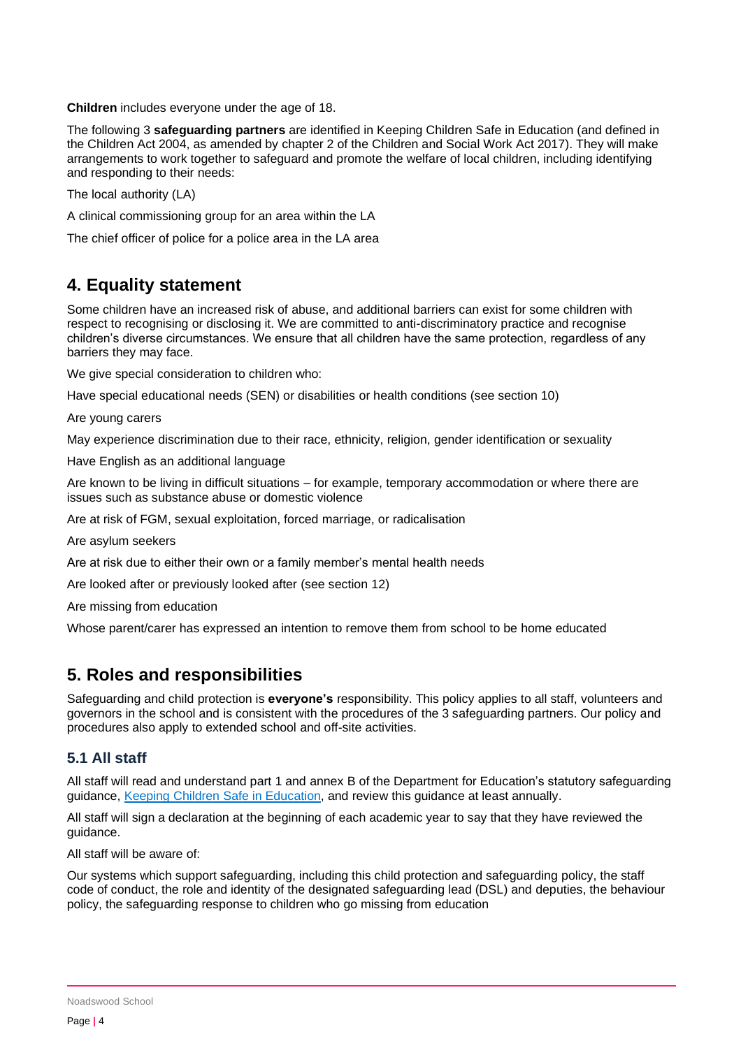**Children** includes everyone under the age of 18.

The following 3 **safeguarding partners** are identified in Keeping Children Safe in Education (and defined in the Children Act 2004, as amended by chapter 2 of the Children and Social Work Act 2017). They will make arrangements to work together to safeguard and promote the welfare of local children, including identifying and responding to their needs:

The local authority (LA)

A clinical commissioning group for an area within the LA

The chief officer of police for a police area in the LA area

## 4. Equality statement

Some children have an increased risk of abuse, and additional barriers can exist for some children with respect to recognising or disclosing it. We are committed to anti-discriminatory practice and recognise children's diverse circumstances. We ensure that all children have the same protection, regardless of any barriers they may face.

We give special consideration to children who:

Have special educational needs (SEN) or disabilities or health conditions (see section 10)

Are young carers

May experience discrimination due to their race, ethnicity, religion, gender identification or sexuality

Have English as an additional language

Are known to be living in difficult situations – for example, temporary accommodation or where there are issues such as substance abuse or domestic violence

Are at risk of FGM, sexual exploitation, forced marriage, or radicalisation

Are asylum seekers

Are at risk due to either their own or a family member's mental health needs

Are looked after or previously looked after (see section 12)

Are missing from education

Whose parent/carer has expressed an intention to remove them from school to be home educated

## 5. Roles and responsibilities

Safeguarding and child protection is **everyone's** responsibility. This policy applies to all staff, volunteers and governors in the school and is consistent with the procedures of the 3 safeguarding partners. Our policy and procedures also apply to extended school and off-site activities.

### 5.1 All staff

All staff will read and understand part 1 and annex B of the Department for Education's statutory safeguarding guidance, Keeping Children Safe in Education, and review this guidance at least annually.

All staff will sign a declaration at the beginning of each academic year to say that they have reviewed the guidance.

All staff will be aware of:

Our systems which support safeguarding, including this child protection and safeguarding policy, the staff code of conduct, the role and identity of the designated safeguarding lead (DSL) and deputies, the behaviour policy, the safeguarding response to children who go missing from education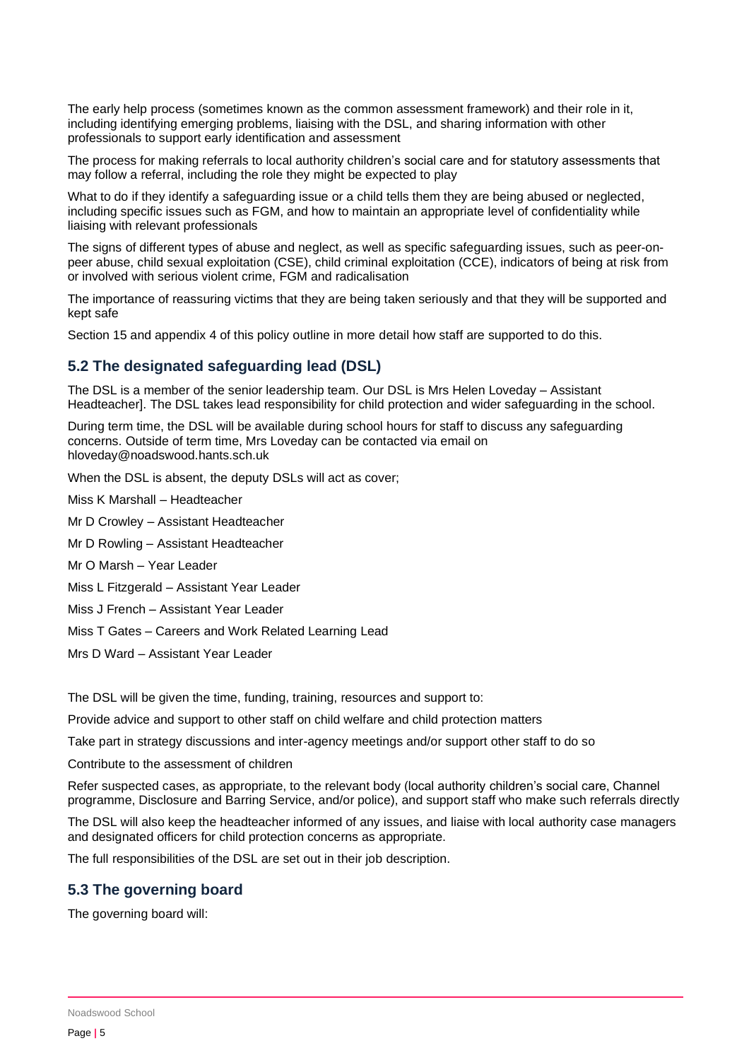The early help process (sometimes known as the common assessment framework) and their role in it, including identifying emerging problems, liaising with the DSL, and sharing information with other professionals to support early identification and assessment

The process for making referrals to local authority children's social care and for statutory assessments that may follow a referral, including the role they might be expected to play

What to do if they identify a safeguarding issue or a child tells them they are being abused or neglected, including specific issues such as FGM, and how to maintain an appropriate level of confidentiality while liaising with relevant professionals

The signs of different types of abuse and neglect, as well as specific safeguarding issues, such as peer-on-peer abuse, child sexual exploitation (CSE), child criminal exploitation (CCE), indicators of being at risk from or involved with serious violent crime, FGM and radicalisation

The importance of reassuring victims that they are being taken seriously and that they will be supported and kept safe

Section 15 and appendix 4 of this policy outline in more detail how staff are supported to do this.

## 5.2 The designated safeguarding lead (DSL)

The DSL is a member of the senior leadership team. Our DSL is Mrs Helen Loveday – Assistant Headteacher]. The DSL takes lead responsibility for child protection and wider safeguarding in the school.

During term time, the DSL will be available during school hours for staff to discuss any safeguarding concerns. Outside of term time, Mrs Loveday can be contacted via email on hloveday@noadswood.hants.sch.uk

When the DSL is absent, the deputy DSLs will act as cover;

Miss K Marshall – Headteacher

Mr D Crowley – Assistant Headteacher

Mr D Rowling – Assistant Headteacher

Mr O Marsh – Year Leader

Miss L Fitzgerald – Assistant Year Leader

Miss J French – Assistant Year Leader

Miss T Gates – Careers and Work Related Learning Lead

Mrs D Ward – Assistant Year Leader

The DSL will be given the time, funding, training, resources and support to:

Provide advice and support to other staff on child welfare and child protection matters

Take part in strategy discussions and inter-agency meetings and/or support other staff to do so

Contribute to the assessment of children

Refer suspected cases, as appropriate, to the relevant body (local authority children's social care, Channel programme, Disclosure and Barring Service, and/or police), and support staff who make such referrals directly

The DSL will also keep the headteacher informed of any issues, and liaise with local authority case managers and designated officers for child protection concerns as appropriate.

The full responsibilities of the DSL are set out in their job description.

## 5.3 The governing board

The governing board will: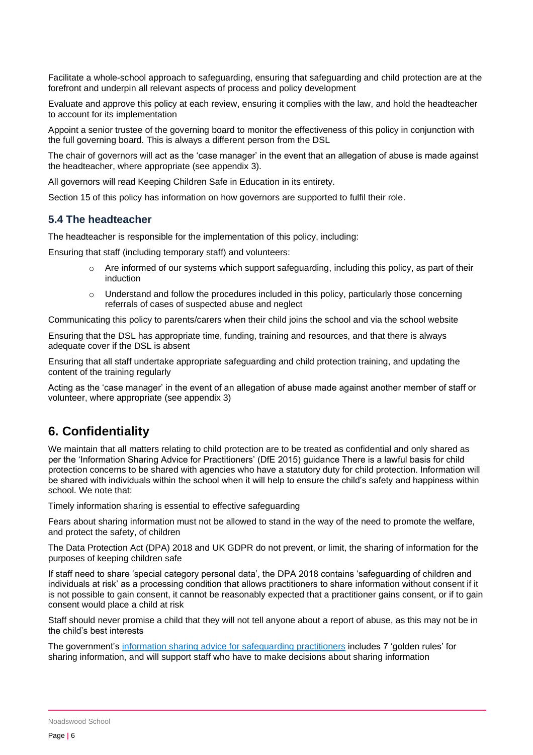Facilitate a whole-school approach to safeguarding, ensuring that safeguarding and child protection are at the forefront and underpin all relevant aspects of process and policy development

Evaluate and approve this policy at each review, ensuring it complies with the law, and hold the headteacher to account for its implementation

Appoint a senior trustee of the governing board to monitor the effectiveness of this policy in conjunction with the full governing board. This is always a different person from the DSL

The chair of governors will act as the 'case manager' in the event that an allegation of abuse is made against the headteacher, where appropriate (see appendix 3).

All governors will read Keeping Children Safe in Education in its entirety.

Section 15 of this policy has information on how governors are supported to fulfil their role.

### 5.4 The headteacher

The headteacher is responsible for the implementation of this policy, including:

Ensuring that staff (including temporary staff) and volunteers:

- Are informed of our systems which support safeguarding, including this policy, as part of their induction
- Understand and follow the procedures included in this policy, particularly those concerning referrals of cases of suspected abuse and neglect

Communicating this policy to parents/carers when their child joins the school and via the school website

Ensuring that the DSL has appropriate time, funding, training and resources, and that there is always adequate cover if the DSL is absent

Ensuring that all staff undertake appropriate safeguarding and child protection training, and updating the content of the training regularly

Acting as the 'case manager' in the event of an allegation of abuse made against another member of staff or volunteer, where appropriate (see appendix 3)

## 6. Confidentiality

We maintain that all matters relating to child protection are to be treated as confidential and only shared as per the 'Information Sharing Advice for Practitioners' (DfE 2015) guidance There is a lawful basis for child protection concerns to be shared with agencies who have a statutory duty for child protection. Information will be shared with individuals within the school when it will help to ensure the child's safety and happiness within school. We note that:

Timely information sharing is essential to effective safeguarding

Fears about sharing information must not be allowed to stand in the way of the need to promote the welfare, and protect the safety, of children

The Data Protection Act (DPA) 2018 and UK GDPR do not prevent, or limit, the sharing of information for the purposes of keeping children safe

If staff need to share 'special category personal data', the DPA 2018 contains 'safeguarding of children and individuals at risk' as a processing condition that allows practitioners to share information without consent if it is not possible to gain consent, it cannot be reasonably expected that a practitioner gains consent, or if to gain consent would place a child at risk

Staff should never promise a child that they will not tell anyone about a report of abuse, as this may not be in the child's best interests

The government's information sharing advice for safeguarding practitioners includes 7 'golden rules' for sharing information, and will support staff who have to make decisions about sharing information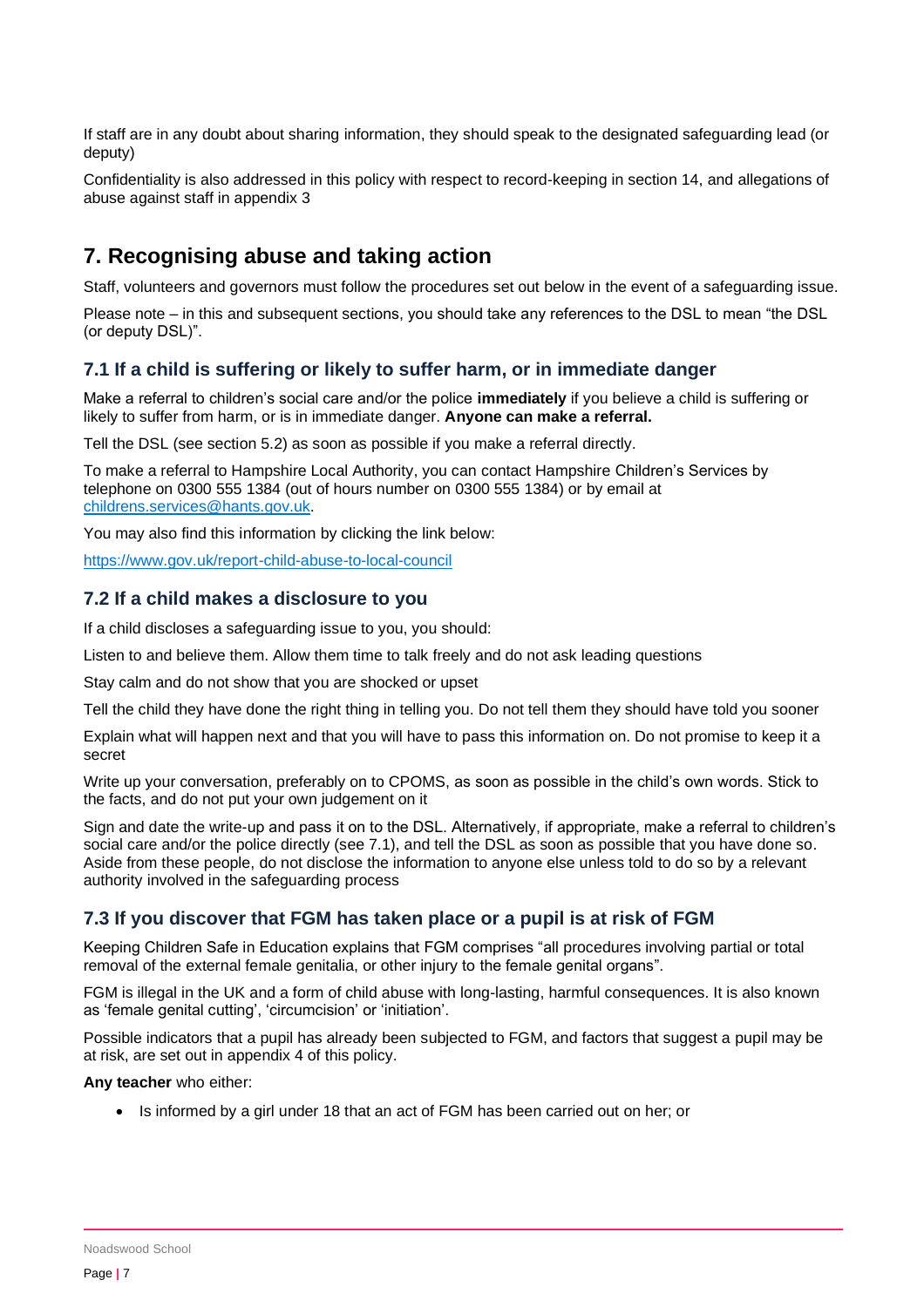If staff are in any doubt about sharing information, they should speak to the designated safeguarding lead (or deputy)

Confidentiality is also addressed in this policy with respect to record-keeping in section 14, and allegations of abuse against staff in appendix 3

## 7. Recognising abuse and taking action

Staff, volunteers and governors must follow the procedures set out below in the event of a safeguarding issue.

Please note – in this and subsequent sections, you should take any references to the DSL to mean "the DSL (or deputy DSL)".

### 7.1 If a child is suffering or likely to suffer harm, or in immediate danger

Make a referral to children's social care and/or the police **immediately** if you believe a child is suffering or likely to suffer from harm, or is in immediate danger. **Anyone can make a referral.**

Tell the DSL (see section 5.2) as soon as possible if you make a referral directly.

To make a referral to Hampshire Local Authority, you can contact Hampshire Children's Services by telephone on 0300 555 1384 (out of hours number on 0300 555 1384) or by email at [childrens.services@hants.gov.uk](mailto:childrens.services@hants.gov.uk).

You may also find this information by clicking the link below:

[https://www.gov.uk/report-child-abuse-to-local-council](https://www.gov.uk/report-child-abuse-to-local-council)

### 7.2 If a child makes a disclosure to you

If a child discloses a safeguarding issue to you, you should:

Listen to and believe them. Allow them time to talk freely and do not ask leading questions

Stay calm and do not show that you are shocked or upset

Tell the child they have done the right thing in telling you. Do not tell them they should have told you sooner

Explain what will happen next and that you will have to pass this information on. Do not promise to keep it a secret

Write up your conversation, preferably on to CPOMS, as soon as possible in the child's own words. Stick to the facts, and do not put your own judgement on it

Sign and date the write-up and pass it on to the DSL. Alternatively, if appropriate, make a referral to children's social care and/or the police directly (see 7.1), and tell the DSL as soon as possible that you have done so. Aside from these people, do not disclose the information to anyone else unless told to do so by a relevant authority involved in the safeguarding process

### 7.3 If you discover that FGM has taken place or a pupil is at risk of FGM

Keeping Children Safe in Education explains that FGM comprises "all procedures involving partial or total removal of the external female genitalia, or other injury to the female genital organs".

FGM is illegal in the UK and a form of child abuse with long-lasting, harmful consequences. It is also known as 'female genital cutting', 'circumcision' or 'initiation'.

Possible indicators that a pupil has already been subjected to FGM, and factors that suggest a pupil may be at risk, are set out in appendix 4 of this policy.

**Any teacher** who either:

- Is informed by a girl under 18 that an act of FGM has been carried out on her; or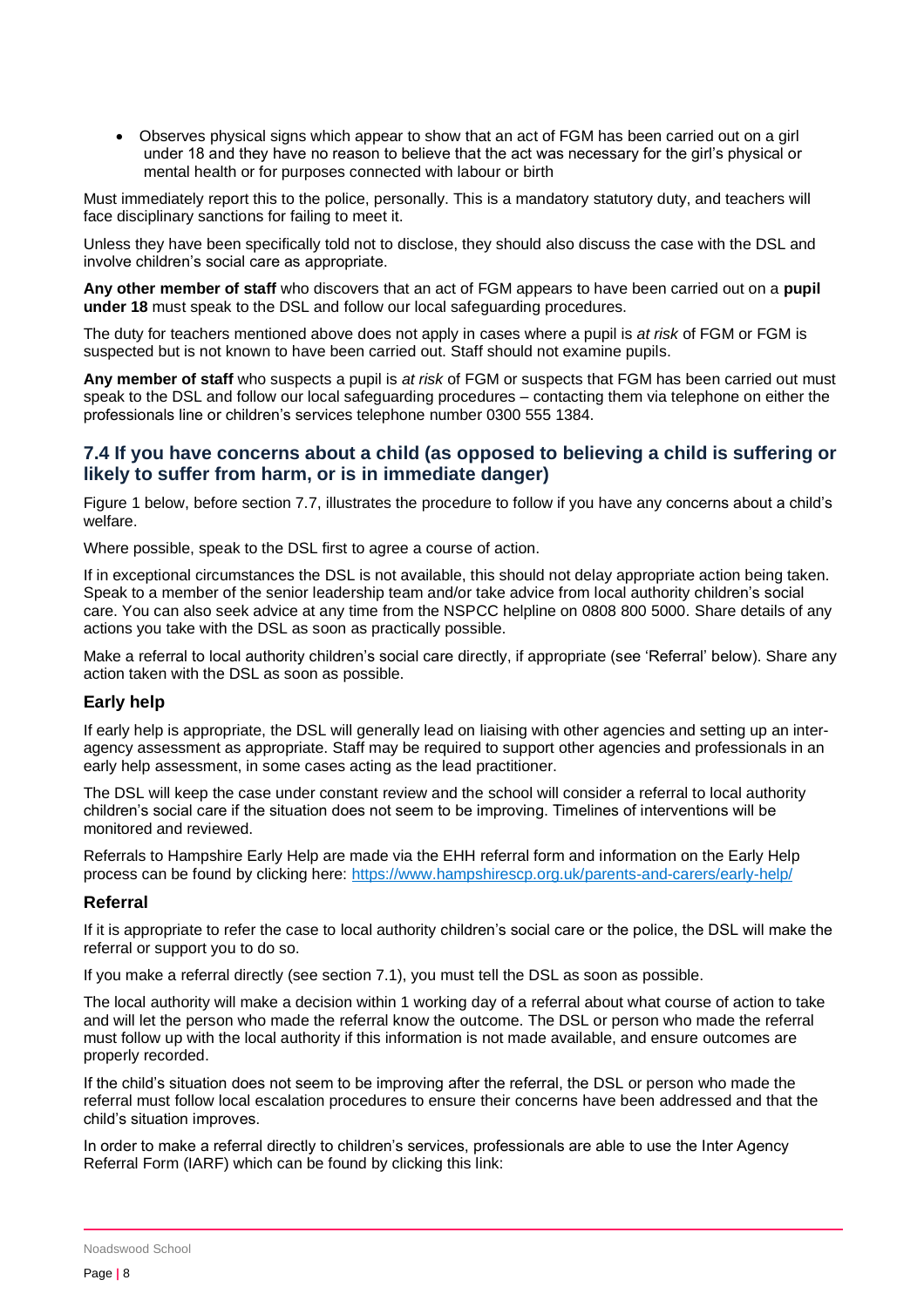- Observes physical signs which appear to show that an act of FGM has been carried out on a girl under 18 and they have no reason to believe that the act was necessary for the girl's physical or mental health or for purposes connected with labour or birth

Must immediately report this to the police, personally. This is a mandatory statutory duty, and teachers will face disciplinary sanctions for failing to meet it.

Unless they have been specifically told not to disclose, they should also discuss the case with the DSL and involve children's social care as appropriate.

**Any other member of staff** who discovers that an act of FGM appears to have been carried out on a **pupil under 18** must speak to the DSL and follow our local safeguarding procedures.

The duty for teachers mentioned above does not apply in cases where a pupil is *at risk* of FGM or FGM is suspected but is not known to have been carried out. Staff should not examine pupils.

**Any member of staff** who suspects a pupil is *at risk* of FGM or suspects that FGM has been carried out must speak to the DSL and follow our local safeguarding procedures – contacting them via telephone on either the professionals line or children's services telephone number 0300 555 1384.

### 7.4 If you have concerns about a child (as opposed to believing a child is suffering or likely to suffer from harm, or is in immediate danger)

Figure 1 below, before section 7.7, illustrates the procedure to follow if you have any concerns about a child's welfare.

Where possible, speak to the DSL first to agree a course of action.

If in exceptional circumstances the DSL is not available, this should not delay appropriate action being taken. Speak to a member of the senior leadership team and/or take advice from local authority children's social care. You can also seek advice at any time from the NSPCC helpline on 0808 800 5000. Share details of any actions you take with the DSL as soon as practically possible.

Make a referral to local authority children's social care directly, if appropriate (see 'Referral' below). Share any action taken with the DSL as soon as possible.

#### Early help

If early help is appropriate, the DSL will generally lead on liaising with other agencies and setting up an inter-agency assessment as appropriate. Staff may be required to support other agencies and professionals in an early help assessment, in some cases acting as the lead practitioner.

The DSL will keep the case under constant review and the school will consider a referral to local authority children's social care if the situation does not seem to be improving. Timelines of interventions will be monitored and reviewed.

Referrals to Hampshire Early Help are made via the EHH referral form and information on the Early Help process can be found by clicking here: https://www.hampshirescp.org.uk/parents-and-carers/early-help/

#### Referral

If it is appropriate to refer the case to local authority children's social care or the police, the DSL will make the referral or support you to do so.

If you make a referral directly (see section 7.1), you must tell the DSL as soon as possible.

The local authority will make a decision within 1 working day of a referral about what course of action to take and will let the person who made the referral know the outcome. The DSL or person who made the referral must follow up with the local authority if this information is not made available, and ensure outcomes are properly recorded.

If the child's situation does not seem to be improving after the referral, the DSL or person who made the referral must follow local escalation procedures to ensure their concerns have been addressed and that the child's situation improves.

In order to make a referral directly to children's services, professionals are able to use the Inter Agency Referral Form (IARF) which can be found by clicking this link: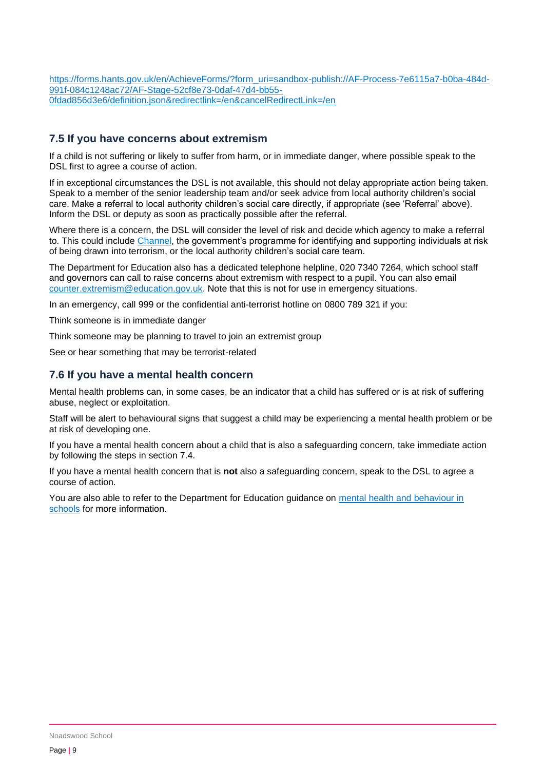[https://forms.hants.gov.uk/en/AchieveForms/?form_uri=sandbox-publish://AF-Process-7e6115a7-b0ba-484d-991f-084c1248ac72/AF-Stage-52cf8e73-0daf-47d4-bb55-0fdad856d3e6/definition.json&redirectlink=/en&cancelRedirectLink=/en](https://forms.hants.gov.uk/en/AchieveForms/?form_uri=sandbox-publish://AF-Process-7e6115a7-b0ba-484d-991f-084c1248ac72/AF-Stage-52cf8e73-0daf-47d4-bb55-0fdad856d3e6/definition.json&redirectlink=/en&cancelRedirectLink=/en)

### 7.5 If you have concerns about extremism

If a child is not suffering or likely to suffer from harm, or in immediate danger, where possible speak to the DSL first to agree a course of action.

If in exceptional circumstances the DSL is not available, this should not delay appropriate action being taken. Speak to a member of the senior leadership team and/or seek advice from local authority children's social care. Make a referral to local authority children's social care directly, if appropriate (see 'Referral' above). Inform the DSL or deputy as soon as practically possible after the referral.

Where there is a concern, the DSL will consider the level of risk and decide which agency to make a referral to. This could include Channel, the government's programme for identifying and supporting individuals at risk of being drawn into terrorism, or the local authority children's social care team.

The Department for Education also has a dedicated telephone helpline, 020 7340 7264, which school staff and governors can call to raise concerns about extremism with respect to a pupil. You can also email counter.extremism@education.gov.uk. Note that this is not for use in emergency situations.

In an emergency, call 999 or the confidential anti-terrorist hotline on 0800 789 321 if you:

Think someone is in immediate danger

Think someone may be planning to travel to join an extremist group

See or hear something that may be terrorist-related

### 7.6 If you have a mental health concern

Mental health problems can, in some cases, be an indicator that a child has suffered or is at risk of suffering abuse, neglect or exploitation.

Staff will be alert to behavioural signs that suggest a child may be experiencing a mental health problem or be at risk of developing one.

If you have a mental health concern about a child that is also a safeguarding concern, take immediate action by following the steps in section 7.4.

If you have a mental health concern that is **not** also a safeguarding concern, speak to the DSL to agree a course of action.

You are also able to refer to the Department for Education guidance on mental health and behaviour in schools for more information.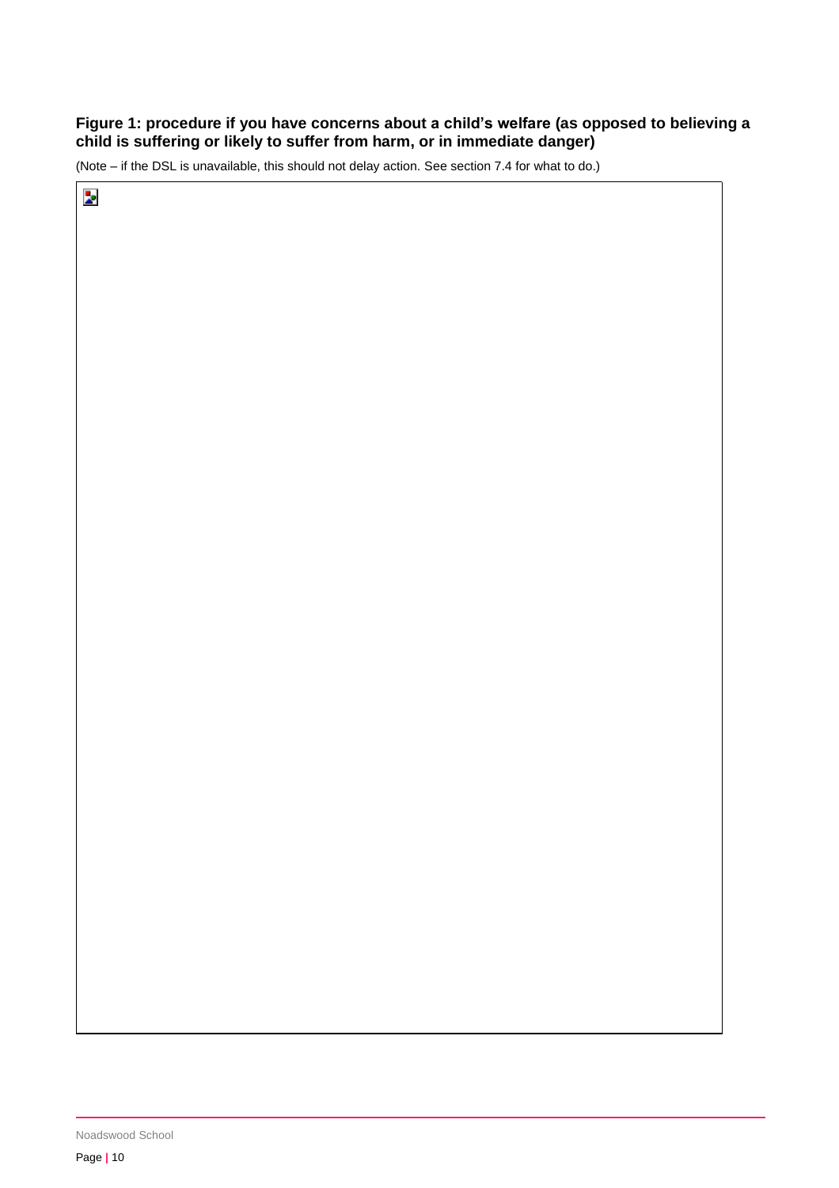**Figure 1: procedure if you have concerns about a child's welfare (as opposed to believing a child is suffering or likely to suffer from harm, or in immediate danger)**

(Note – if the DSL is unavailable, this should not delay action. See section 7.4 for what to do.)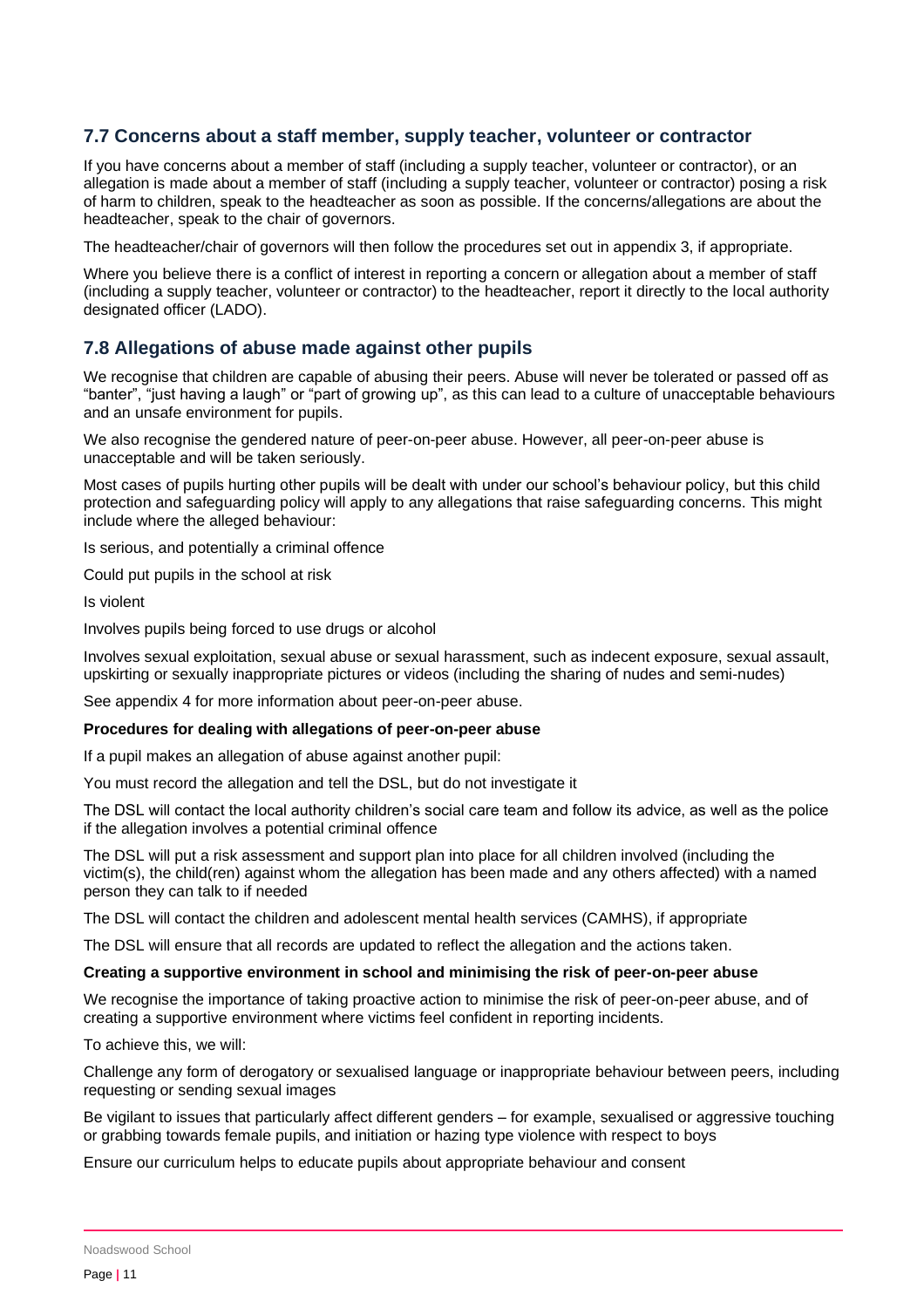## 7.7 Concerns about a staff member, supply teacher, volunteer or contractor

If you have concerns about a member of staff (including a supply teacher, volunteer or contractor), or an allegation is made about a member of staff (including a supply teacher, volunteer or contractor) posing a risk of harm to children, speak to the headteacher as soon as possible. If the concerns/allegations are about the headteacher, speak to the chair of governors.

The headteacher/chair of governors will then follow the procedures set out in appendix 3, if appropriate.

Where you believe there is a conflict of interest in reporting a concern or allegation about a member of staff (including a supply teacher, volunteer or contractor) to the headteacher, report it directly to the local authority designated officer (LADO).

## 7.8 Allegations of abuse made against other pupils

We recognise that children are capable of abusing their peers. Abuse will never be tolerated or passed off as "banter", "just having a laugh" or "part of growing up", as this can lead to a culture of unacceptable behaviours and an unsafe environment for pupils.

We also recognise the gendered nature of peer-on-peer abuse. However, all peer-on-peer abuse is unacceptable and will be taken seriously.

Most cases of pupils hurting other pupils will be dealt with under our school's behaviour policy, but this child protection and safeguarding policy will apply to any allegations that raise safeguarding concerns. This might include where the alleged behaviour:

Is serious, and potentially a criminal offence

Could put pupils in the school at risk

Is violent

Involves pupils being forced to use drugs or alcohol

Involves sexual exploitation, sexual abuse or sexual harassment, such as indecent exposure, sexual assault, upskirting or sexually inappropriate pictures or videos (including the sharing of nudes and semi-nudes)

See appendix 4 for more information about peer-on-peer abuse.

**Procedures for dealing with allegations of peer-on-peer abuse**

If a pupil makes an allegation of abuse against another pupil:

You must record the allegation and tell the DSL, but do not investigate it

The DSL will contact the local authority children's social care team and follow its advice, as well as the police if the allegation involves a potential criminal offence

The DSL will put a risk assessment and support plan into place for all children involved (including the victim(s), the child(ren) against whom the allegation has been made and any others affected) with a named person they can talk to if needed

The DSL will contact the children and adolescent mental health services (CAMHS), if appropriate

The DSL will ensure that all records are updated to reflect the allegation and the actions taken.

**Creating a supportive environment in school and minimising the risk of peer-on-peer abuse**

We recognise the importance of taking proactive action to minimise the risk of peer-on-peer abuse, and of creating a supportive environment where victims feel confident in reporting incidents.

To achieve this, we will:

Challenge any form of derogatory or sexualised language or inappropriate behaviour between peers, including requesting or sending sexual images

Be vigilant to issues that particularly affect different genders – for example, sexualised or aggressive touching or grabbing towards female pupils, and initiation or hazing type violence with respect to boys

Ensure our curriculum helps to educate pupils about appropriate behaviour and consent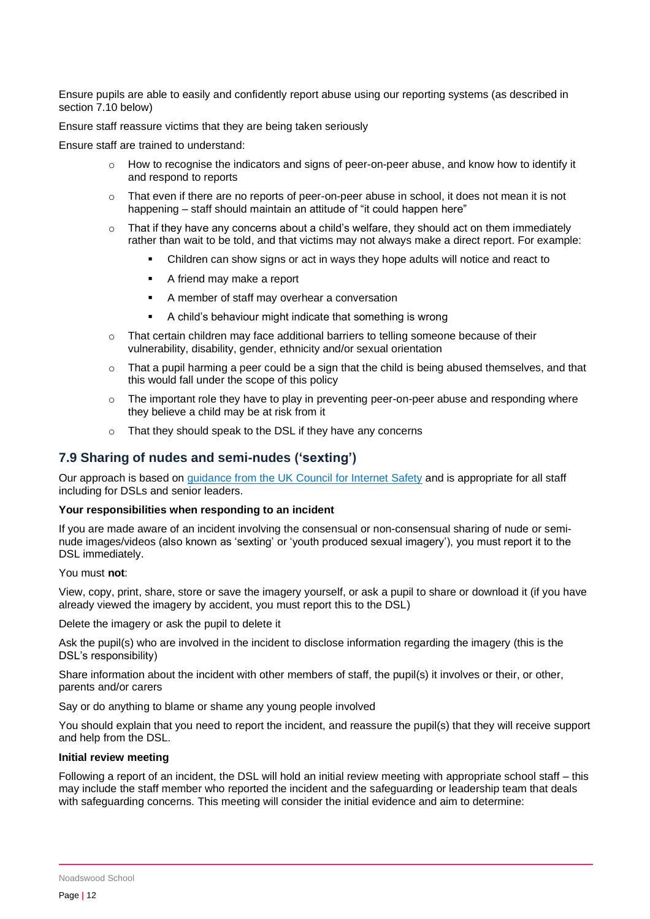Ensure pupils are able to easily and confidently report abuse using our reporting systems (as described in section 7.10 below)

Ensure staff reassure victims that they are being taken seriously

Ensure staff are trained to understand:

- How to recognise the indicators and signs of peer-on-peer abuse, and know how to identify it and respond to reports
- That even if there are no reports of peer-on-peer abuse in school, it does not mean it is not happening – staff should maintain an attitude of "it could happen here"
- That if they have any concerns about a child's welfare, they should act on them immediately rather than wait to be told, and that victims may not always make a direct report. For example:
    - Children can show signs or act in ways they hope adults will notice and react to
    - A friend may make a report
    - A member of staff may overhear a conversation
    - A child's behaviour might indicate that something is wrong
- That certain children may face additional barriers to telling someone because of their vulnerability, disability, gender, ethnicity and/or sexual orientation
- That a pupil harming a peer could be a sign that the child is being abused themselves, and that this would fall under the scope of this policy
- The important role they have to play in preventing peer-on-peer abuse and responding where they believe a child may be at risk from it
- That they should speak to the DSL if they have any concerns

## 7.9 Sharing of nudes and semi-nudes ('sexting')

Our approach is based on guidance from the UK Council for Internet Safety and is appropriate for all staff including for DSLs and senior leaders.

**Your responsibilities when responding to an incident**

If you are made aware of an incident involving the consensual or non-consensual sharing of nude or semi-nude images/videos (also known as 'sexting' or 'youth produced sexual imagery'), you must report it to the DSL immediately.

You must **not**:

View, copy, print, share, store or save the imagery yourself, or ask a pupil to share or download it (if you have already viewed the imagery by accident, you must report this to the DSL)

Delete the imagery or ask the pupil to delete it

Ask the pupil(s) who are involved in the incident to disclose information regarding the imagery (this is the DSL's responsibility)

Share information about the incident with other members of staff, the pupil(s) it involves or their, or other, parents and/or carers

Say or do anything to blame or shame any young people involved

You should explain that you need to report the incident, and reassure the pupil(s) that they will receive support and help from the DSL.

**Initial review meeting**

Following a report of an incident, the DSL will hold an initial review meeting with appropriate school staff – this may include the staff member who reported the incident and the safeguarding or leadership team that deals with safeguarding concerns. This meeting will consider the initial evidence and aim to determine: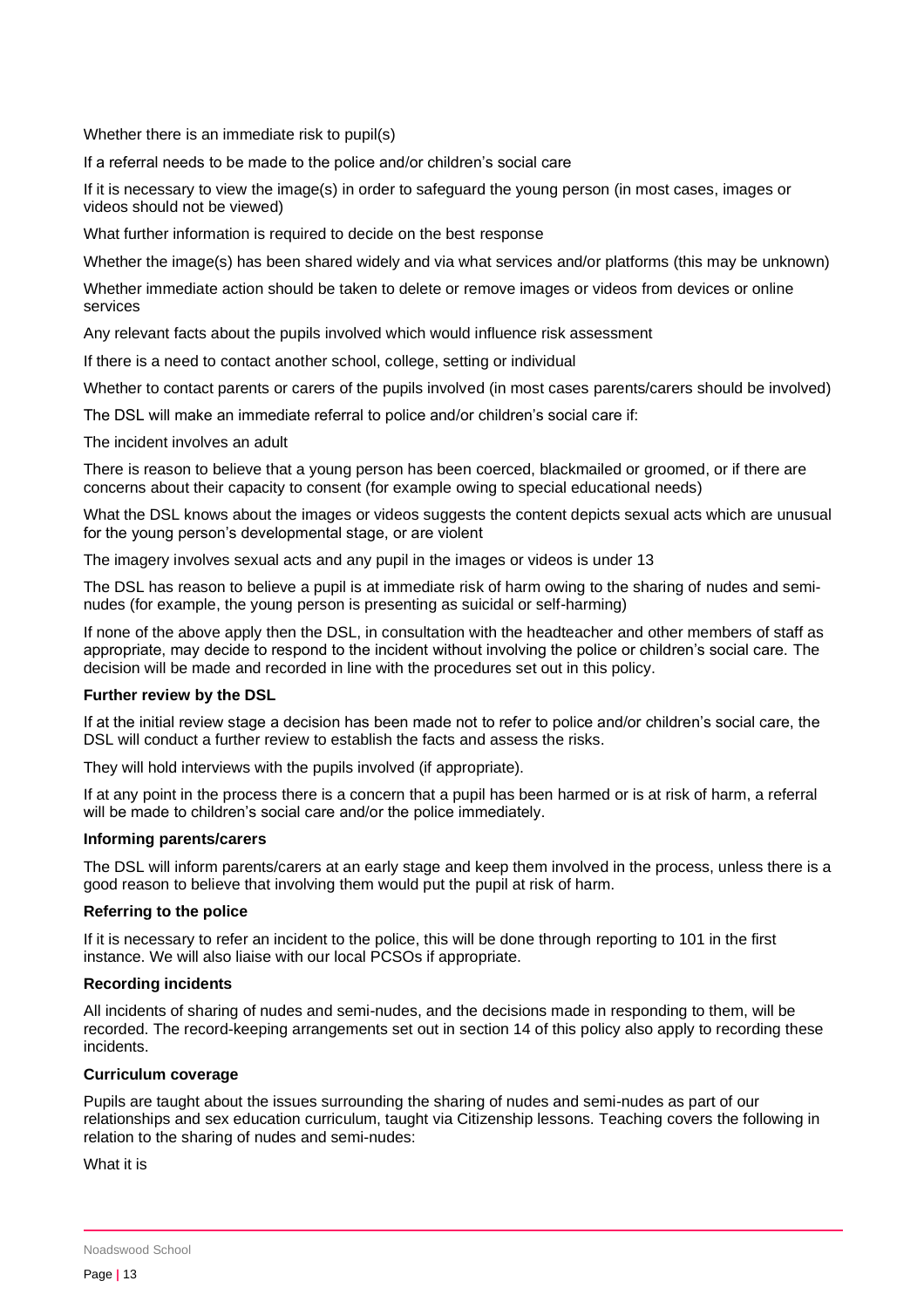Whether there is an immediate risk to pupil(s)

If a referral needs to be made to the police and/or children's social care

If it is necessary to view the image(s) in order to safeguard the young person (in most cases, images or videos should not be viewed)

What further information is required to decide on the best response

Whether the image(s) has been shared widely and via what services and/or platforms (this may be unknown)

Whether immediate action should be taken to delete or remove images or videos from devices or online services

Any relevant facts about the pupils involved which would influence risk assessment

If there is a need to contact another school, college, setting or individual

Whether to contact parents or carers of the pupils involved (in most cases parents/carers should be involved)

The DSL will make an immediate referral to police and/or children's social care if:

The incident involves an adult

There is reason to believe that a young person has been coerced, blackmailed or groomed, or if there are concerns about their capacity to consent (for example owing to special educational needs)

What the DSL knows about the images or videos suggests the content depicts sexual acts which are unusual for the young person's developmental stage, or are violent

The imagery involves sexual acts and any pupil in the images or videos is under 13

The DSL has reason to believe a pupil is at immediate risk of harm owing to the sharing of nudes and semi-nudes (for example, the young person is presenting as suicidal or self-harming)

If none of the above apply then the DSL, in consultation with the headteacher and other members of staff as appropriate, may decide to respond to the incident without involving the police or children's social care. The decision will be made and recorded in line with the procedures set out in this policy.

**Further review by the DSL**

If at the initial review stage a decision has been made not to refer to police and/or children's social care, the DSL will conduct a further review to establish the facts and assess the risks.

They will hold interviews with the pupils involved (if appropriate).

If at any point in the process there is a concern that a pupil has been harmed or is at risk of harm, a referral will be made to children's social care and/or the police immediately.

**Informing parents/carers**

The DSL will inform parents/carers at an early stage and keep them involved in the process, unless there is a good reason to believe that involving them would put the pupil at risk of harm.

**Referring to the police**

If it is necessary to refer an incident to the police, this will be done through reporting to 101 in the first instance. We will also liaise with our local PCSOs if appropriate.

**Recording incidents**

All incidents of sharing of nudes and semi-nudes, and the decisions made in responding to them, will be recorded. The record-keeping arrangements set out in section 14 of this policy also apply to recording these incidents.

**Curriculum coverage**

Pupils are taught about the issues surrounding the sharing of nudes and semi-nudes as part of our relationships and sex education curriculum, taught via Citizenship lessons. Teaching covers the following in relation to the sharing of nudes and semi-nudes:

What it is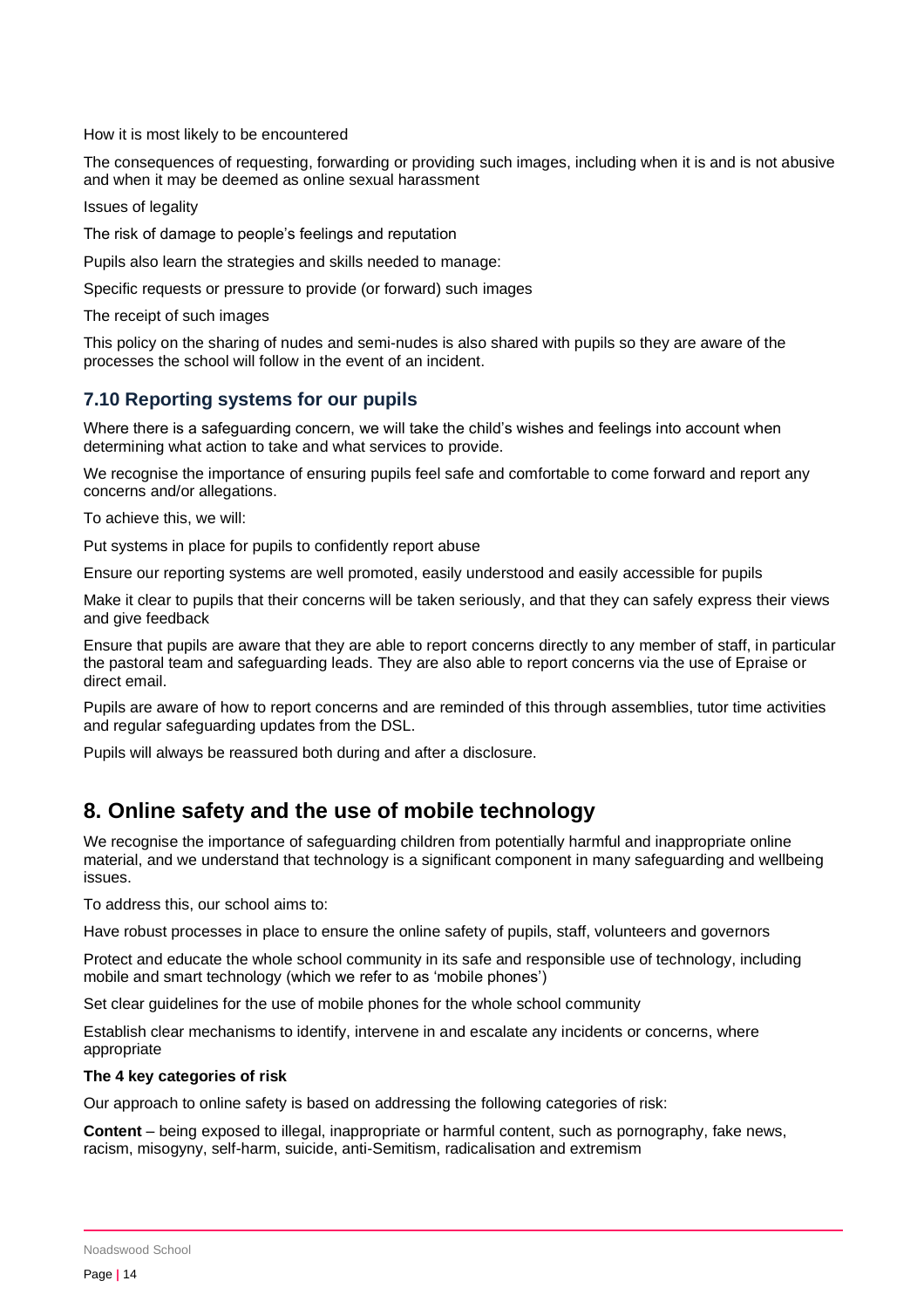How it is most likely to be encountered

The consequences of requesting, forwarding or providing such images, including when it is and is not abusive and when it may be deemed as online sexual harassment

Issues of legality

The risk of damage to people's feelings and reputation

Pupils also learn the strategies and skills needed to manage:

Specific requests or pressure to provide (or forward) such images

The receipt of such images

This policy on the sharing of nudes and semi-nudes is also shared with pupils so they are aware of the processes the school will follow in the event of an incident.

### 7.10 Reporting systems for our pupils

Where there is a safeguarding concern, we will take the child's wishes and feelings into account when determining what action to take and what services to provide.

We recognise the importance of ensuring pupils feel safe and comfortable to come forward and report any concerns and/or allegations.

To achieve this, we will:

Put systems in place for pupils to confidently report abuse

Ensure our reporting systems are well promoted, easily understood and easily accessible for pupils

Make it clear to pupils that their concerns will be taken seriously, and that they can safely express their views and give feedback

Ensure that pupils are aware that they are able to report concerns directly to any member of staff, in particular the pastoral team and safeguarding leads. They are also able to report concerns via the use of Epraise or direct email.

Pupils are aware of how to report concerns and are reminded of this through assemblies, tutor time activities and regular safeguarding updates from the DSL.

Pupils will always be reassured both during and after a disclosure.

## 8. Online safety and the use of mobile technology

We recognise the importance of safeguarding children from potentially harmful and inappropriate online material, and we understand that technology is a significant component in many safeguarding and wellbeing issues.

To address this, our school aims to:

Have robust processes in place to ensure the online safety of pupils, staff, volunteers and governors

Protect and educate the whole school community in its safe and responsible use of technology, including mobile and smart technology (which we refer to as 'mobile phones')

Set clear guidelines for the use of mobile phones for the whole school community

Establish clear mechanisms to identify, intervene in and escalate any incidents or concerns, where appropriate

**The 4 key categories of risk**

Our approach to online safety is based on addressing the following categories of risk:

**Content** – being exposed to illegal, inappropriate or harmful content, such as pornography, fake news, racism, misogyny, self-harm, suicide, anti-Semitism, radicalisation and extremism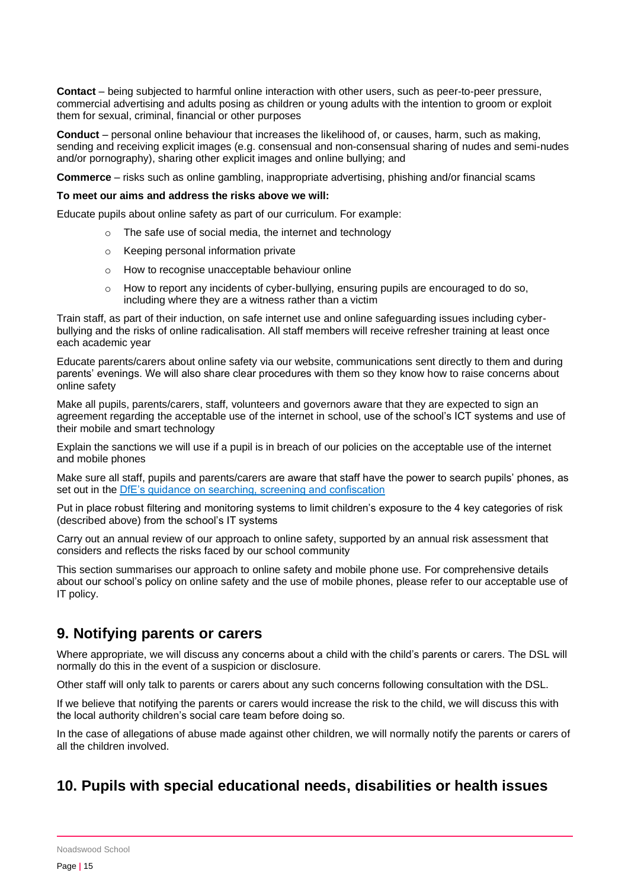**Contact** – being subjected to harmful online interaction with other users, such as peer-to-peer pressure, commercial advertising and adults posing as children or young adults with the intention to groom or exploit them for sexual, criminal, financial or other purposes

**Conduct** – personal online behaviour that increases the likelihood of, or causes, harm, such as making, sending and receiving explicit images (e.g. consensual and non-consensual sharing of nudes and semi-nudes and/or pornography), sharing other explicit images and online bullying; and

**Commerce** – risks such as online gambling, inappropriate advertising, phishing and/or financial scams

**To meet our aims and address the risks above we will:**

Educate pupils about online safety as part of our curriculum. For example:

- The safe use of social media, the internet and technology
- Keeping personal information private
- How to recognise unacceptable behaviour online
- How to report any incidents of cyber-bullying, ensuring pupils are encouraged to do so, including where they are a witness rather than a victim

Train staff, as part of their induction, on safe internet use and online safeguarding issues including cyber-bullying and the risks of online radicalisation. All staff members will receive refresher training at least once each academic year

Educate parents/carers about online safety via our website, communications sent directly to them and during parents' evenings. We will also share clear procedures with them so they know how to raise concerns about online safety

Make all pupils, parents/carers, staff, volunteers and governors aware that they are expected to sign an agreement regarding the acceptable use of the internet in school, use of the school's ICT systems and use of their mobile and smart technology

Explain the sanctions we will use if a pupil is in breach of our policies on the acceptable use of the internet and mobile phones

Make sure all staff, pupils and parents/carers are aware that staff have the power to search pupils' phones, as set out in the DfE's guidance on searching, screening and confiscation

Put in place robust filtering and monitoring systems to limit children's exposure to the 4 key categories of risk (described above) from the school's IT systems

Carry out an annual review of our approach to online safety, supported by an annual risk assessment that considers and reflects the risks faced by our school community

This section summarises our approach to online safety and mobile phone use. For comprehensive details about our school's policy on online safety and the use of mobile phones, please refer to our acceptable use of IT policy.

## 9. Notifying parents or carers

Where appropriate, we will discuss any concerns about a child with the child's parents or carers. The DSL will normally do this in the event of a suspicion or disclosure.

Other staff will only talk to parents or carers about any such concerns following consultation with the DSL.

If we believe that notifying the parents or carers would increase the risk to the child, we will discuss this with the local authority children's social care team before doing so.

In the case of allegations of abuse made against other children, we will normally notify the parents or carers of all the children involved.

## 10. Pupils with special educational needs, disabilities or health issues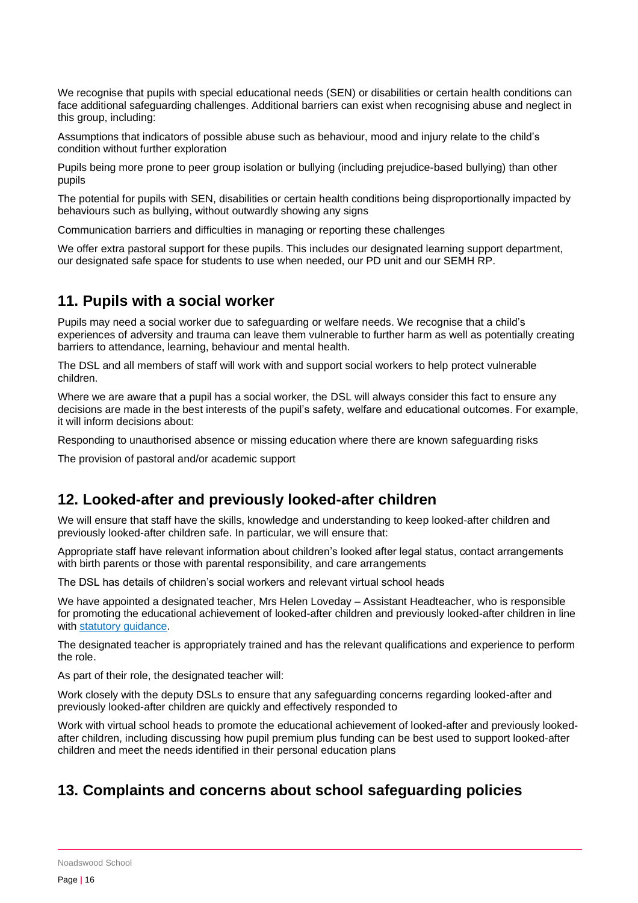We recognise that pupils with special educational needs (SEN) or disabilities or certain health conditions can face additional safeguarding challenges. Additional barriers can exist when recognising abuse and neglect in this group, including:

Assumptions that indicators of possible abuse such as behaviour, mood and injury relate to the child's condition without further exploration

Pupils being more prone to peer group isolation or bullying (including prejudice-based bullying) than other pupils

The potential for pupils with SEN, disabilities or certain health conditions being disproportionally impacted by behaviours such as bullying, without outwardly showing any signs

Communication barriers and difficulties in managing or reporting these challenges

We offer extra pastoral support for these pupils. This includes our designated learning support department, our designated safe space for students to use when needed, our PD unit and our SEMH RP.

## 11. Pupils with a social worker

Pupils may need a social worker due to safeguarding or welfare needs. We recognise that a child's experiences of adversity and trauma can leave them vulnerable to further harm as well as potentially creating barriers to attendance, learning, behaviour and mental health.

The DSL and all members of staff will work with and support social workers to help protect vulnerable children.

Where we are aware that a pupil has a social worker, the DSL will always consider this fact to ensure any decisions are made in the best interests of the pupil's safety, welfare and educational outcomes. For example, it will inform decisions about:

Responding to unauthorised absence or missing education where there are known safeguarding risks

The provision of pastoral and/or academic support

## 12. Looked-after and previously looked-after children

We will ensure that staff have the skills, knowledge and understanding to keep looked-after children and previously looked-after children safe. In particular, we will ensure that:

Appropriate staff have relevant information about children's looked after legal status, contact arrangements with birth parents or those with parental responsibility, and care arrangements

The DSL has details of children's social workers and relevant virtual school heads

We have appointed a designated teacher, Mrs Helen Loveday – Assistant Headteacher, who is responsible for promoting the educational achievement of looked-after children and previously looked-after children in line with statutory guidance.

The designated teacher is appropriately trained and has the relevant qualifications and experience to perform the role.

As part of their role, the designated teacher will:

Work closely with the deputy DSLs to ensure that any safeguarding concerns regarding looked-after and previously looked-after children are quickly and effectively responded to

Work with virtual school heads to promote the educational achievement of looked-after and previously looked-after children, including discussing how pupil premium plus funding can be best used to support looked-after children and meet the needs identified in their personal education plans

## 13. Complaints and concerns about school safeguarding policies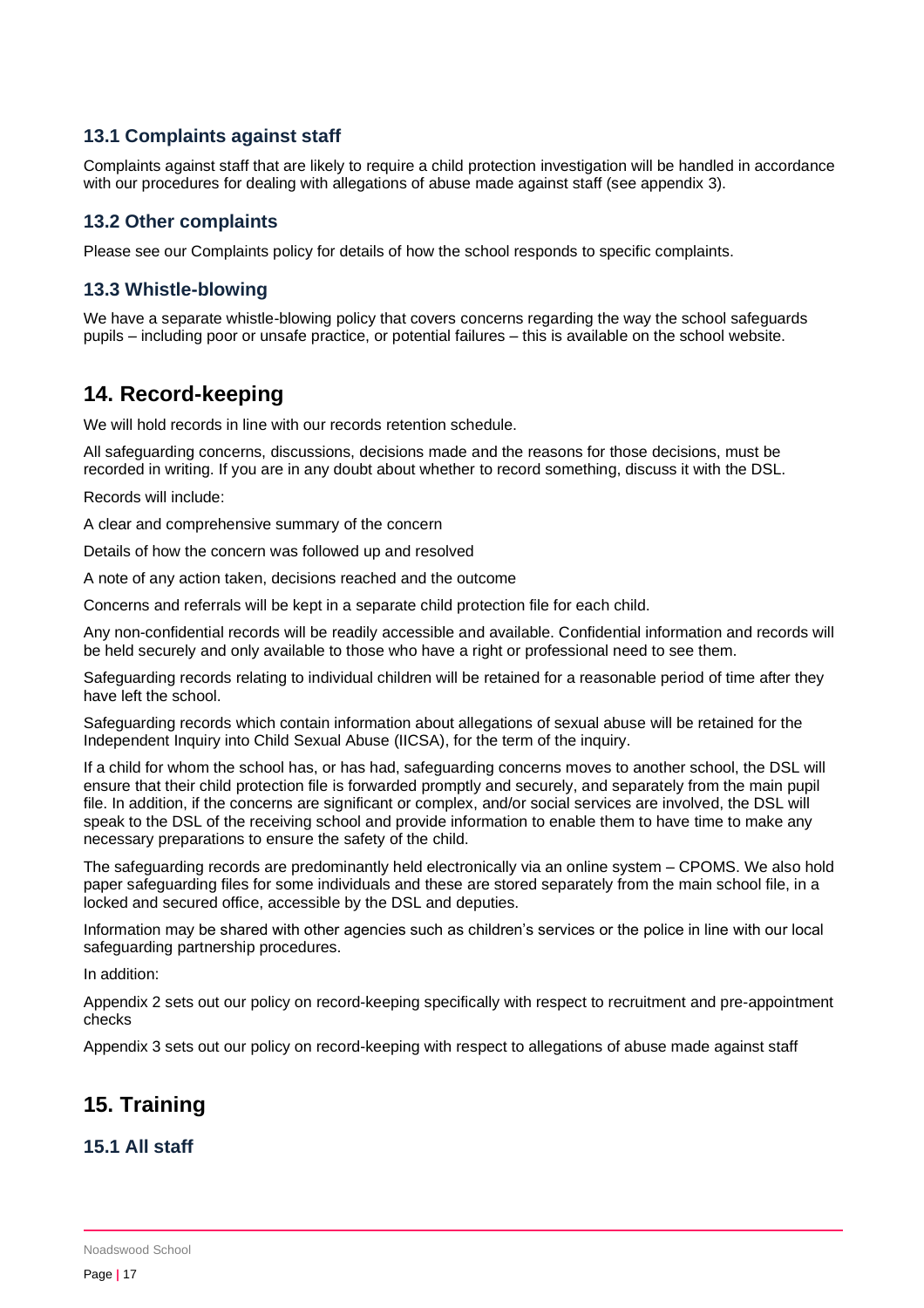### 13.1 Complaints against staff

Complaints against staff that are likely to require a child protection investigation will be handled in accordance with our procedures for dealing with allegations of abuse made against staff (see appendix 3).

### 13.2 Other complaints

Please see our Complaints policy for details of how the school responds to specific complaints.

### 13.3 Whistle-blowing

We have a separate whistle-blowing policy that covers concerns regarding the way the school safeguards pupils – including poor or unsafe practice, or potential failures – this is available on the school website.

## 14. Record-keeping

We will hold records in line with our records retention schedule.

All safeguarding concerns, discussions, decisions made and the reasons for those decisions, must be recorded in writing. If you are in any doubt about whether to record something, discuss it with the DSL.

Records will include:

A clear and comprehensive summary of the concern

Details of how the concern was followed up and resolved

A note of any action taken, decisions reached and the outcome

Concerns and referrals will be kept in a separate child protection file for each child.

Any non-confidential records will be readily accessible and available. Confidential information and records will be held securely and only available to those who have a right or professional need to see them.

Safeguarding records relating to individual children will be retained for a reasonable period of time after they have left the school.

Safeguarding records which contain information about allegations of sexual abuse will be retained for the Independent Inquiry into Child Sexual Abuse (IICSA), for the term of the inquiry.

If a child for whom the school has, or has had, safeguarding concerns moves to another school, the DSL will ensure that their child protection file is forwarded promptly and securely, and separately from the main pupil file. In addition, if the concerns are significant or complex, and/or social services are involved, the DSL will speak to the DSL of the receiving school and provide information to enable them to have time to make any necessary preparations to ensure the safety of the child.

The safeguarding records are predominantly held electronically via an online system – CPOMS. We also hold paper safeguarding files for some individuals and these are stored separately from the main school file, in a locked and secured office, accessible by the DSL and deputies.

Information may be shared with other agencies such as children's services or the police in line with our local safeguarding partnership procedures.

In addition:

Appendix 2 sets out our policy on record-keeping specifically with respect to recruitment and pre-appointment checks

Appendix 3 sets out our policy on record-keeping with respect to allegations of abuse made against staff

## 15. Training

### 15.1 All staff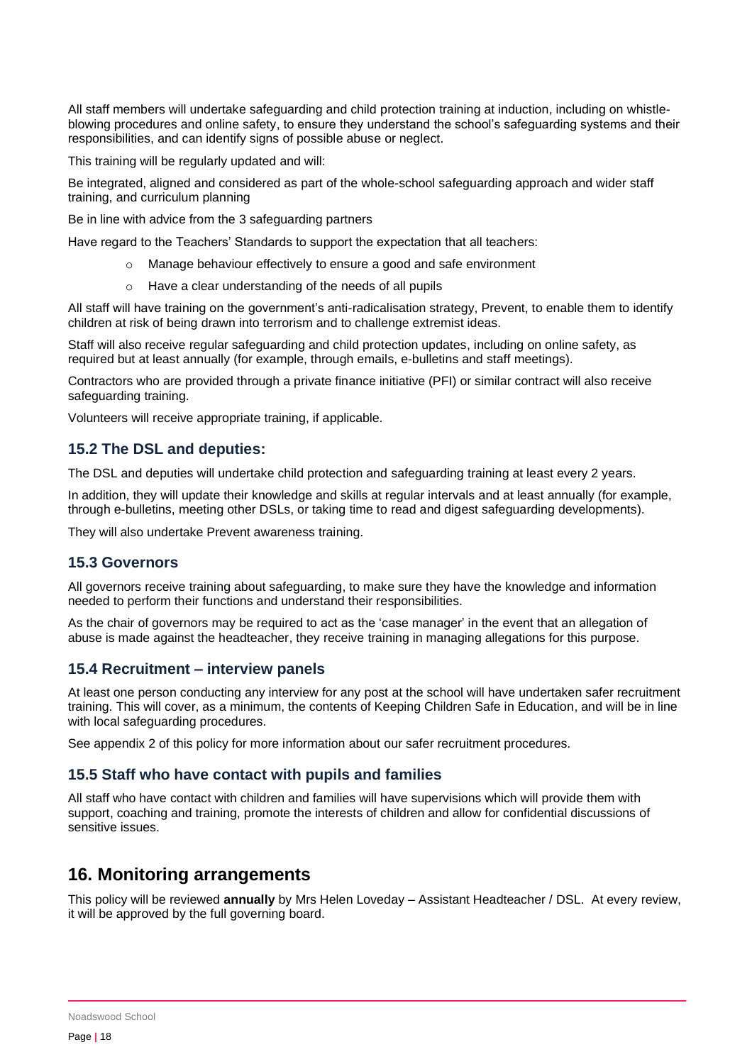All staff members will undertake safeguarding and child protection training at induction, including on whistle-blowing procedures and online safety, to ensure they understand the school's safeguarding systems and their responsibilities, and can identify signs of possible abuse or neglect.

This training will be regularly updated and will:

Be integrated, aligned and considered as part of the whole-school safeguarding approach and wider staff training, and curriculum planning

Be in line with advice from the 3 safeguarding partners

Have regard to the Teachers' Standards to support the expectation that all teachers:

- Manage behaviour effectively to ensure a good and safe environment
- Have a clear understanding of the needs of all pupils

All staff will have training on the government's anti-radicalisation strategy, Prevent, to enable them to identify children at risk of being drawn into terrorism and to challenge extremist ideas.

Staff will also receive regular safeguarding and child protection updates, including on online safety, as required but at least annually (for example, through emails, e-bulletins and staff meetings).

Contractors who are provided through a private finance initiative (PFI) or similar contract will also receive safeguarding training.

Volunteers will receive appropriate training, if applicable.

### 15.2 The DSL and deputies:

The DSL and deputies will undertake child protection and safeguarding training at least every 2 years.

In addition, they will update their knowledge and skills at regular intervals and at least annually (for example, through e-bulletins, meeting other DSLs, or taking time to read and digest safeguarding developments).

They will also undertake Prevent awareness training.

### 15.3 Governors

All governors receive training about safeguarding, to make sure they have the knowledge and information needed to perform their functions and understand their responsibilities.

As the chair of governors may be required to act as the 'case manager' in the event that an allegation of abuse is made against the headteacher, they receive training in managing allegations for this purpose.

### 15.4 Recruitment – interview panels

At least one person conducting any interview for any post at the school will have undertaken safer recruitment training. This will cover, as a minimum, the contents of Keeping Children Safe in Education, and will be in line with local safeguarding procedures.

See appendix 2 of this policy for more information about our safer recruitment procedures.

### 15.5 Staff who have contact with pupils and families

All staff who have contact with children and families will have supervisions which will provide them with support, coaching and training, promote the interests of children and allow for confidential discussions of sensitive issues.

## 16. Monitoring arrangements

This policy will be reviewed **annually** by Mrs Helen Loveday – Assistant Headteacher / DSL. At every review, it will be approved by the full governing board.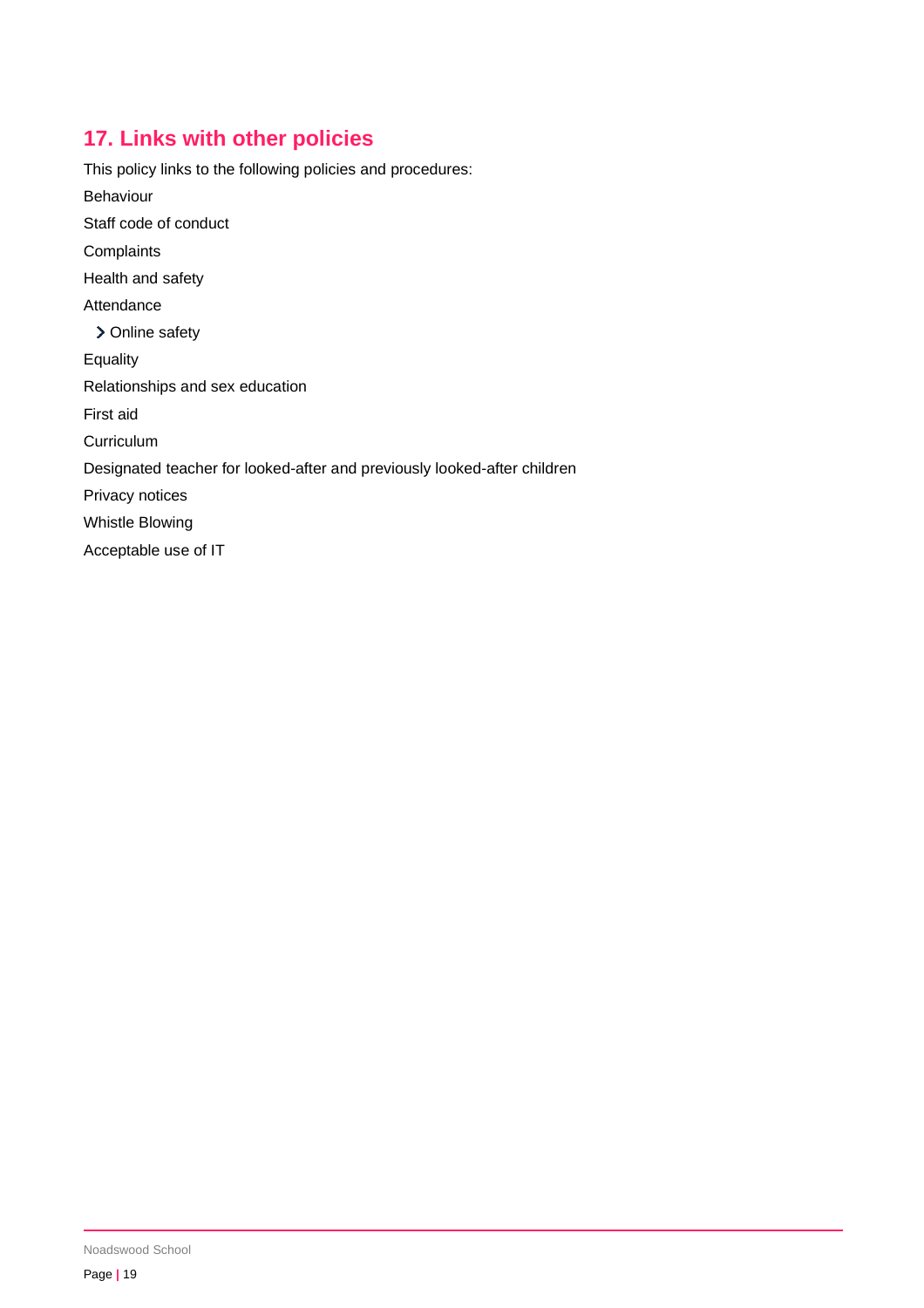## 17. Links with other policies

This policy links to the following policies and procedures:

Behaviour

Staff code of conduct

Complaints

Health and safety

Attendance

- Online safety

Equality

Relationships and sex education

First aid

Curriculum

Designated teacher for looked-after and previously looked-after children

Privacy notices

Whistle Blowing

Acceptable use of IT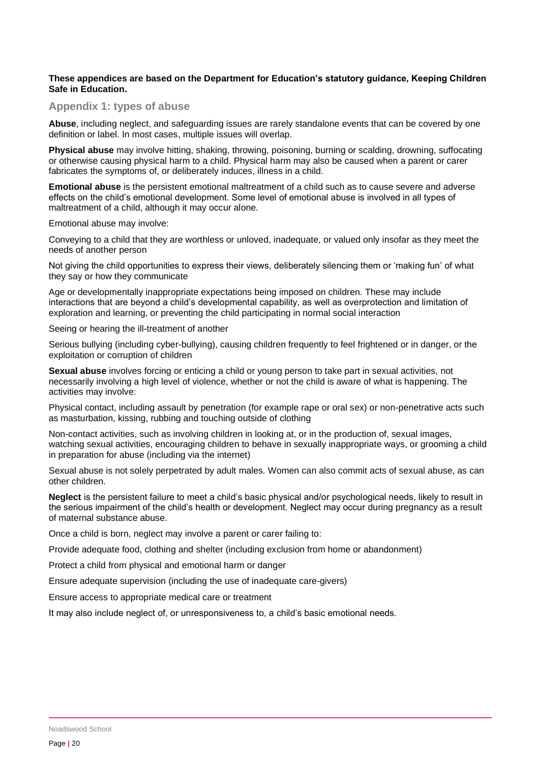**These appendices are based on the Department for Education's statutory guidance, Keeping Children Safe in Education.**

## Appendix 1: types of abuse

**Abuse**, including neglect, and safeguarding issues are rarely standalone events that can be covered by one definition or label. In most cases, multiple issues will overlap.

**Physical abuse** may involve hitting, shaking, throwing, poisoning, burning or scalding, drowning, suffocating or otherwise causing physical harm to a child. Physical harm may also be caused when a parent or carer fabricates the symptoms of, or deliberately induces, illness in a child.

**Emotional abuse** is the persistent emotional maltreatment of a child such as to cause severe and adverse effects on the child's emotional development. Some level of emotional abuse is involved in all types of maltreatment of a child, although it may occur alone.

Emotional abuse may involve:

Conveying to a child that they are worthless or unloved, inadequate, or valued only insofar as they meet the needs of another person

Not giving the child opportunities to express their views, deliberately silencing them or 'making fun' of what they say or how they communicate

Age or developmentally inappropriate expectations being imposed on children. These may include interactions that are beyond a child's developmental capability, as well as overprotection and limitation of exploration and learning, or preventing the child participating in normal social interaction

Seeing or hearing the ill-treatment of another

Serious bullying (including cyber-bullying), causing children frequently to feel frightened or in danger, or the exploitation or corruption of children

**Sexual abuse** involves forcing or enticing a child or young person to take part in sexual activities, not necessarily involving a high level of violence, whether or not the child is aware of what is happening. The activities may involve:

Physical contact, including assault by penetration (for example rape or oral sex) or non-penetrative acts such as masturbation, kissing, rubbing and touching outside of clothing

Non-contact activities, such as involving children in looking at, or in the production of, sexual images, watching sexual activities, encouraging children to behave in sexually inappropriate ways, or grooming a child in preparation for abuse (including via the internet)

Sexual abuse is not solely perpetrated by adult males. Women can also commit acts of sexual abuse, as can other children.

**Neglect** is the persistent failure to meet a child's basic physical and/or psychological needs, likely to result in the serious impairment of the child's health or development. Neglect may occur during pregnancy as a result of maternal substance abuse.

Once a child is born, neglect may involve a parent or carer failing to:

Provide adequate food, clothing and shelter (including exclusion from home or abandonment)

Protect a child from physical and emotional harm or danger

Ensure adequate supervision (including the use of inadequate care-givers)

Ensure access to appropriate medical care or treatment

It may also include neglect of, or unresponsiveness to, a child's basic emotional needs.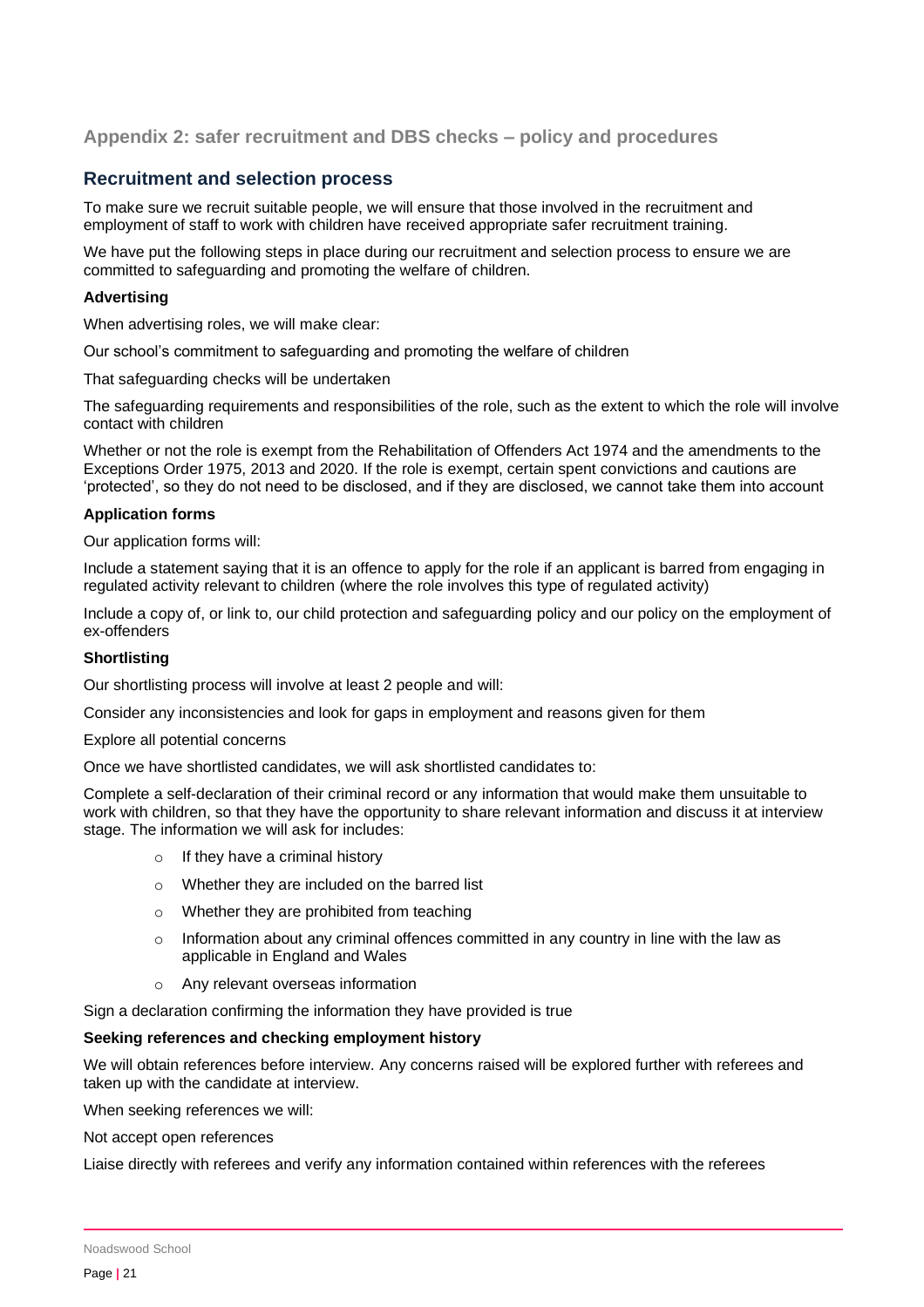## Appendix 2: safer recruitment and DBS checks – policy and procedures

## Recruitment and selection process

To make sure we recruit suitable people, we will ensure that those involved in the recruitment and employment of staff to work with children have received appropriate safer recruitment training.

We have put the following steps in place during our recruitment and selection process to ensure we are committed to safeguarding and promoting the welfare of children.

**Advertising**

When advertising roles, we will make clear:

Our school's commitment to safeguarding and promoting the welfare of children

That safeguarding checks will be undertaken

The safeguarding requirements and responsibilities of the role, such as the extent to which the role will involve contact with children

Whether or not the role is exempt from the Rehabilitation of Offenders Act 1974 and the amendments to the Exceptions Order 1975, 2013 and 2020. If the role is exempt, certain spent convictions and cautions are 'protected', so they do not need to be disclosed, and if they are disclosed, we cannot take them into account

**Application forms**

Our application forms will:

Include a statement saying that it is an offence to apply for the role if an applicant is barred from engaging in regulated activity relevant to children (where the role involves this type of regulated activity)

Include a copy of, or link to, our child protection and safeguarding policy and our policy on the employment of ex-offenders

**Shortlisting**

Our shortlisting process will involve at least 2 people and will:

Consider any inconsistencies and look for gaps in employment and reasons given for them

Explore all potential concerns

Once we have shortlisted candidates, we will ask shortlisted candidates to:

Complete a self-declaration of their criminal record or any information that would make them unsuitable to work with children, so that they have the opportunity to share relevant information and discuss it at interview stage. The information we will ask for includes:

- If they have a criminal history
- Whether they are included on the barred list
- Whether they are prohibited from teaching
- Information about any criminal offences committed in any country in line with the law as applicable in England and Wales
- Any relevant overseas information

Sign a declaration confirming the information they have provided is true

**Seeking references and checking employment history**

We will obtain references before interview. Any concerns raised will be explored further with referees and taken up with the candidate at interview.

When seeking references we will:

Not accept open references

Liaise directly with referees and verify any information contained within references with the referees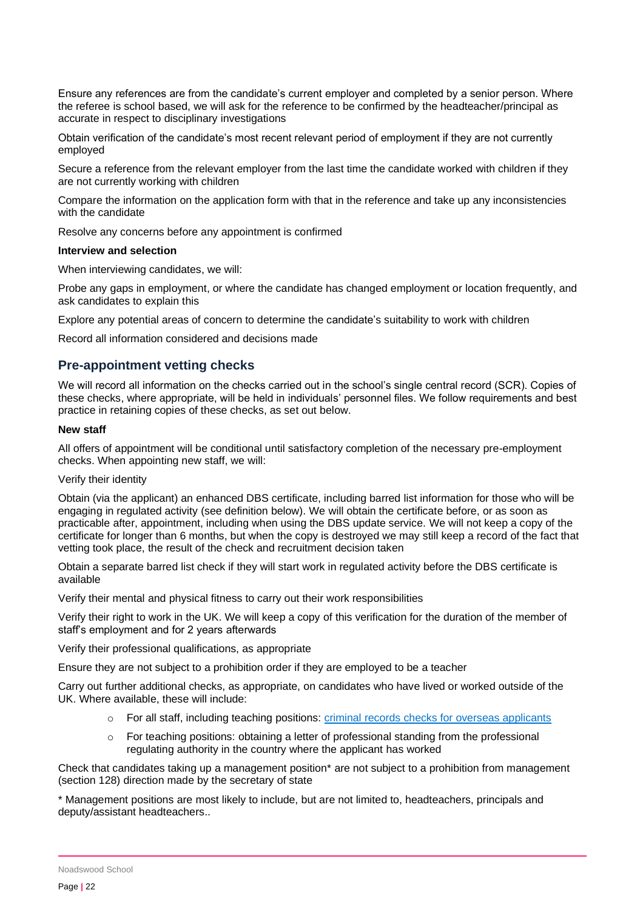Ensure any references are from the candidate's current employer and completed by a senior person. Where the referee is school based, we will ask for the reference to be confirmed by the headteacher/principal as accurate in respect to disciplinary investigations

Obtain verification of the candidate's most recent relevant period of employment if they are not currently employed

Secure a reference from the relevant employer from the last time the candidate worked with children if they are not currently working with children

Compare the information on the application form with that in the reference and take up any inconsistencies with the candidate

Resolve any concerns before any appointment is confirmed

**Interview and selection**

When interviewing candidates, we will:

Probe any gaps in employment, or where the candidate has changed employment or location frequently, and ask candidates to explain this

Explore any potential areas of concern to determine the candidate's suitability to work with children

Record all information considered and decisions made

## Pre-appointment vetting checks

We will record all information on the checks carried out in the school's single central record (SCR). Copies of these checks, where appropriate, will be held in individuals' personnel files. We follow requirements and best practice in retaining copies of these checks, as set out below.

**New staff**

All offers of appointment will be conditional until satisfactory completion of the necessary pre-employment checks. When appointing new staff, we will:

Verify their identity

Obtain (via the applicant) an enhanced DBS certificate, including barred list information for those who will be engaging in regulated activity (see definition below). We will obtain the certificate before, or as soon as practicable after, appointment, including when using the DBS update service. We will not keep a copy of the certificate for longer than 6 months, but when the copy is destroyed we may still keep a record of the fact that vetting took place, the result of the check and recruitment decision taken

Obtain a separate barred list check if they will start work in regulated activity before the DBS certificate is available

Verify their mental and physical fitness to carry out their work responsibilities

Verify their right to work in the UK. We will keep a copy of this verification for the duration of the member of staff's employment and for 2 years afterwards

Verify their professional qualifications, as appropriate

Ensure they are not subject to a prohibition order if they are employed to be a teacher

Carry out further additional checks, as appropriate, on candidates who have lived or worked outside of the UK. Where available, these will include:

- For all staff, including teaching positions: criminal records checks for overseas applicants
- For teaching positions: obtaining a letter of professional standing from the professional regulating authority in the country where the applicant has worked

Check that candidates taking up a management position* are not subject to a prohibition from management (section 128) direction made by the secretary of state

* Management positions are most likely to include, but are not limited to, headteachers, principals and deputy/assistant headteachers..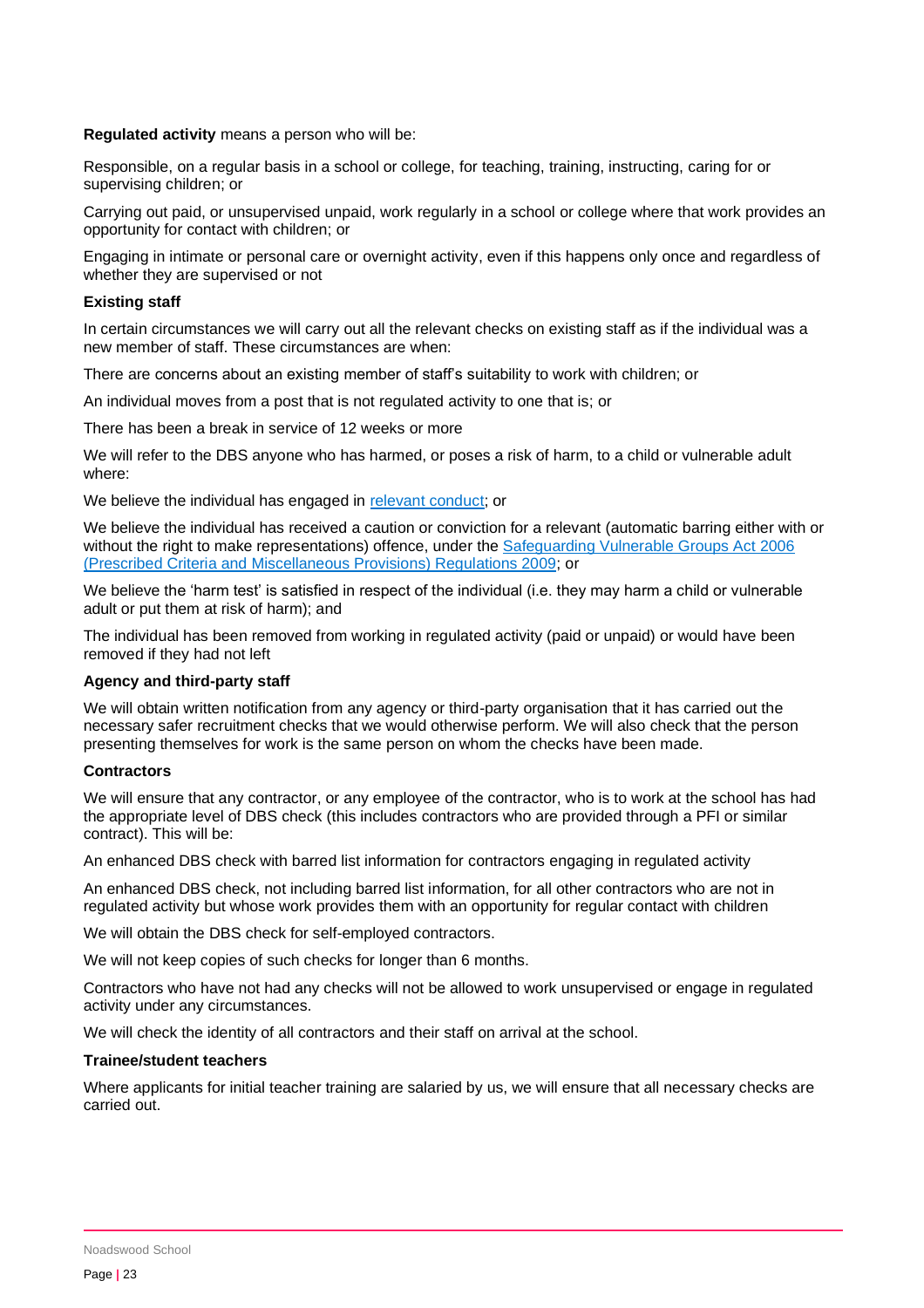**Regulated activity** means a person who will be:

Responsible, on a regular basis in a school or college, for teaching, training, instructing, caring for or supervising children; or

Carrying out paid, or unsupervised unpaid, work regularly in a school or college where that work provides an opportunity for contact with children; or

Engaging in intimate or personal care or overnight activity, even if this happens only once and regardless of whether they are supervised or not

**Existing staff**

In certain circumstances we will carry out all the relevant checks on existing staff as if the individual was a new member of staff. These circumstances are when:

There are concerns about an existing member of staff's suitability to work with children; or

An individual moves from a post that is not regulated activity to one that is; or

There has been a break in service of 12 weeks or more

We will refer to the DBS anyone who has harmed, or poses a risk of harm, to a child or vulnerable adult where:

We believe the individual has engaged in relevant conduct; or

We believe the individual has received a caution or conviction for a relevant (automatic barring either with or without the right to make representations) offence, under the Safeguarding Vulnerable Groups Act 2006 (Prescribed Criteria and Miscellaneous Provisions) Regulations 2009; or

We believe the 'harm test' is satisfied in respect of the individual (i.e. they may harm a child or vulnerable adult or put them at risk of harm); and

The individual has been removed from working in regulated activity (paid or unpaid) or would have been removed if they had not left

**Agency and third-party staff**

We will obtain written notification from any agency or third-party organisation that it has carried out the necessary safer recruitment checks that we would otherwise perform. We will also check that the person presenting themselves for work is the same person on whom the checks have been made.

**Contractors**

We will ensure that any contractor, or any employee of the contractor, who is to work at the school has had the appropriate level of DBS check (this includes contractors who are provided through a PFI or similar contract). This will be:

An enhanced DBS check with barred list information for contractors engaging in regulated activity

An enhanced DBS check, not including barred list information, for all other contractors who are not in regulated activity but whose work provides them with an opportunity for regular contact with children

We will obtain the DBS check for self-employed contractors.

We will not keep copies of such checks for longer than 6 months.

Contractors who have not had any checks will not be allowed to work unsupervised or engage in regulated activity under any circumstances.

We will check the identity of all contractors and their staff on arrival at the school.

**Trainee/student teachers**

Where applicants for initial teacher training are salaried by us, we will ensure that all necessary checks are carried out.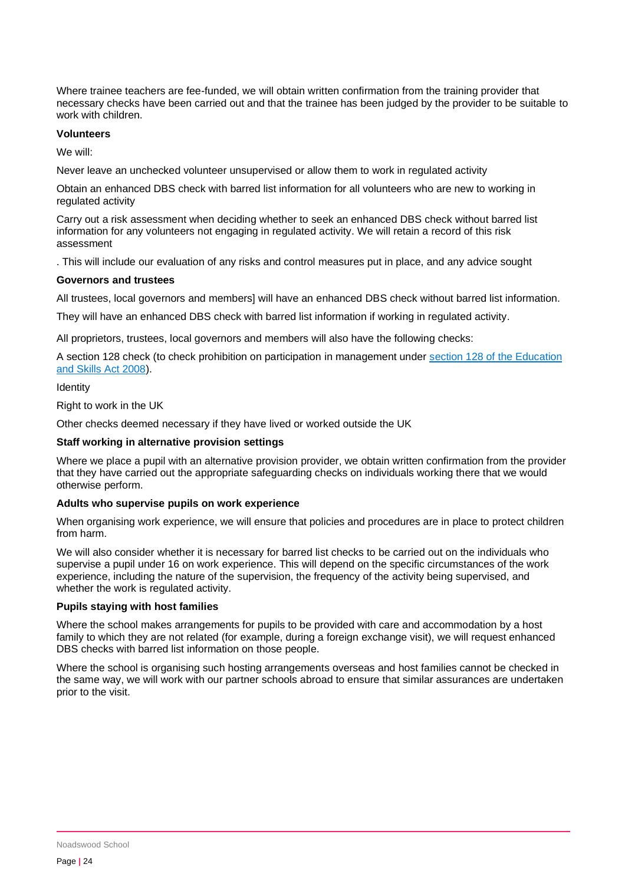Where trainee teachers are fee-funded, we will obtain written confirmation from the training provider that necessary checks have been carried out and that the trainee has been judged by the provider to be suitable to work with children.

**Volunteers**

We will:

Never leave an unchecked volunteer unsupervised or allow them to work in regulated activity

Obtain an enhanced DBS check with barred list information for all volunteers who are new to working in regulated activity

Carry out a risk assessment when deciding whether to seek an enhanced DBS check without barred list information for any volunteers not engaging in regulated activity. We will retain a record of this risk assessment

. This will include our evaluation of any risks and control measures put in place, and any advice sought

**Governors and trustees**

All trustees, local governors and members] will have an enhanced DBS check without barred list information.

They will have an enhanced DBS check with barred list information if working in regulated activity.

All proprietors, trustees, local governors and members will also have the following checks:

A section 128 check (to check prohibition on participation in management under [section 128 of the Education and Skills Act 2008](#)).

Identity

Right to work in the UK

Other checks deemed necessary if they have lived or worked outside the UK

**Staff working in alternative provision settings**

Where we place a pupil with an alternative provision provider, we obtain written confirmation from the provider that they have carried out the appropriate safeguarding checks on individuals working there that we would otherwise perform.

**Adults who supervise pupils on work experience**

When organising work experience, we will ensure that policies and procedures are in place to protect children from harm.

We will also consider whether it is necessary for barred list checks to be carried out on the individuals who supervise a pupil under 16 on work experience. This will depend on the specific circumstances of the work experience, including the nature of the supervision, the frequency of the activity being supervised, and whether the work is regulated activity.

**Pupils staying with host families**

Where the school makes arrangements for pupils to be provided with care and accommodation by a host family to which they are not related (for example, during a foreign exchange visit), we will request enhanced DBS checks with barred list information on those people.

Where the school is organising such hosting arrangements overseas and host families cannot be checked in the same way, we will work with our partner schools abroad to ensure that similar assurances are undertaken prior to the visit.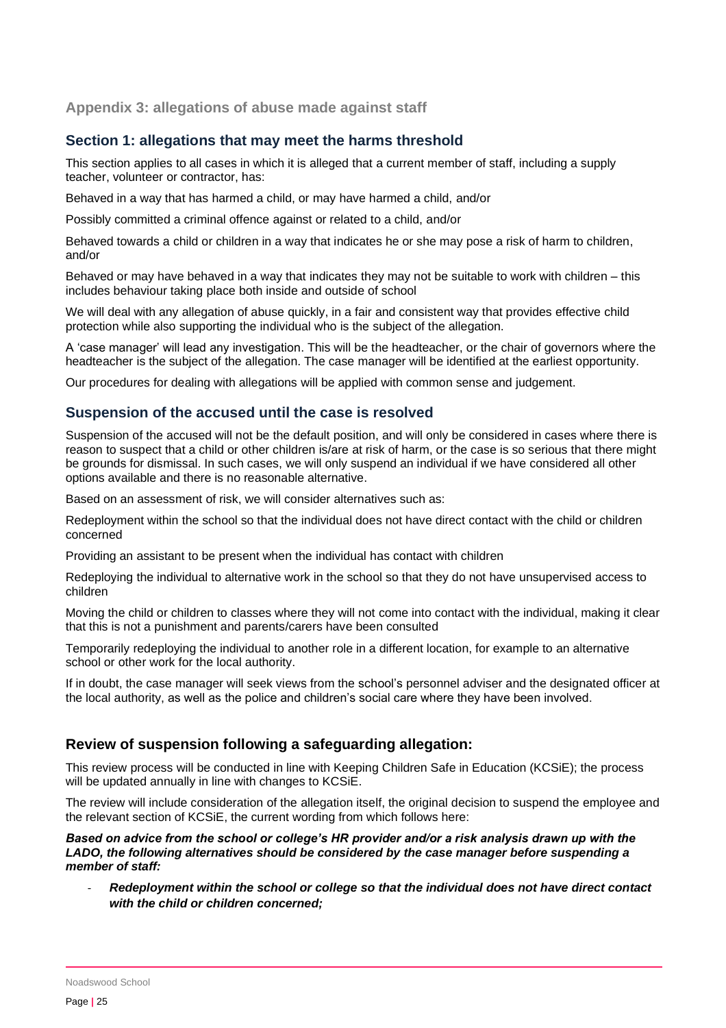## Appendix 3: allegations of abuse made against staff

### Section 1: allegations that may meet the harms threshold

This section applies to all cases in which it is alleged that a current member of staff, including a supply teacher, volunteer or contractor, has:

Behaved in a way that has harmed a child, or may have harmed a child, and/or

Possibly committed a criminal offence against or related to a child, and/or

Behaved towards a child or children in a way that indicates he or she may pose a risk of harm to children, and/or

Behaved or may have behaved in a way that indicates they may not be suitable to work with children – this includes behaviour taking place both inside and outside of school

We will deal with any allegation of abuse quickly, in a fair and consistent way that provides effective child protection while also supporting the individual who is the subject of the allegation.

A 'case manager' will lead any investigation. This will be the headteacher, or the chair of governors where the headteacher is the subject of the allegation. The case manager will be identified at the earliest opportunity.

Our procedures for dealing with allegations will be applied with common sense and judgement.

### Suspension of the accused until the case is resolved

Suspension of the accused will not be the default position, and will only be considered in cases where there is reason to suspect that a child or other children is/are at risk of harm, or the case is so serious that there might be grounds for dismissal. In such cases, we will only suspend an individual if we have considered all other options available and there is no reasonable alternative.

Based on an assessment of risk, we will consider alternatives such as:

Redeployment within the school so that the individual does not have direct contact with the child or children concerned

Providing an assistant to be present when the individual has contact with children

Redeploying the individual to alternative work in the school so that they do not have unsupervised access to children

Moving the child or children to classes where they will not come into contact with the individual, making it clear that this is not a punishment and parents/carers have been consulted

Temporarily redeploying the individual to another role in a different location, for example to an alternative school or other work for the local authority.

If in doubt, the case manager will seek views from the school's personnel adviser and the designated officer at the local authority, as well as the police and children's social care where they have been involved.

### Review of suspension following a safeguarding allegation:

This review process will be conducted in line with Keeping Children Safe in Education (KCSiE); the process will be updated annually in line with changes to KCSiE.

The review will include consideration of the allegation itself, the original decision to suspend the employee and the relevant section of KCSiE, the current wording from which follows here:

***Based on advice from the school or college's HR provider and/or a risk analysis drawn up with the LADO, the following alternatives should be considered by the case manager before suspending a member of staff:***

- ***Redeployment within the school or college so that the individual does not have direct contact with the child or children concerned;***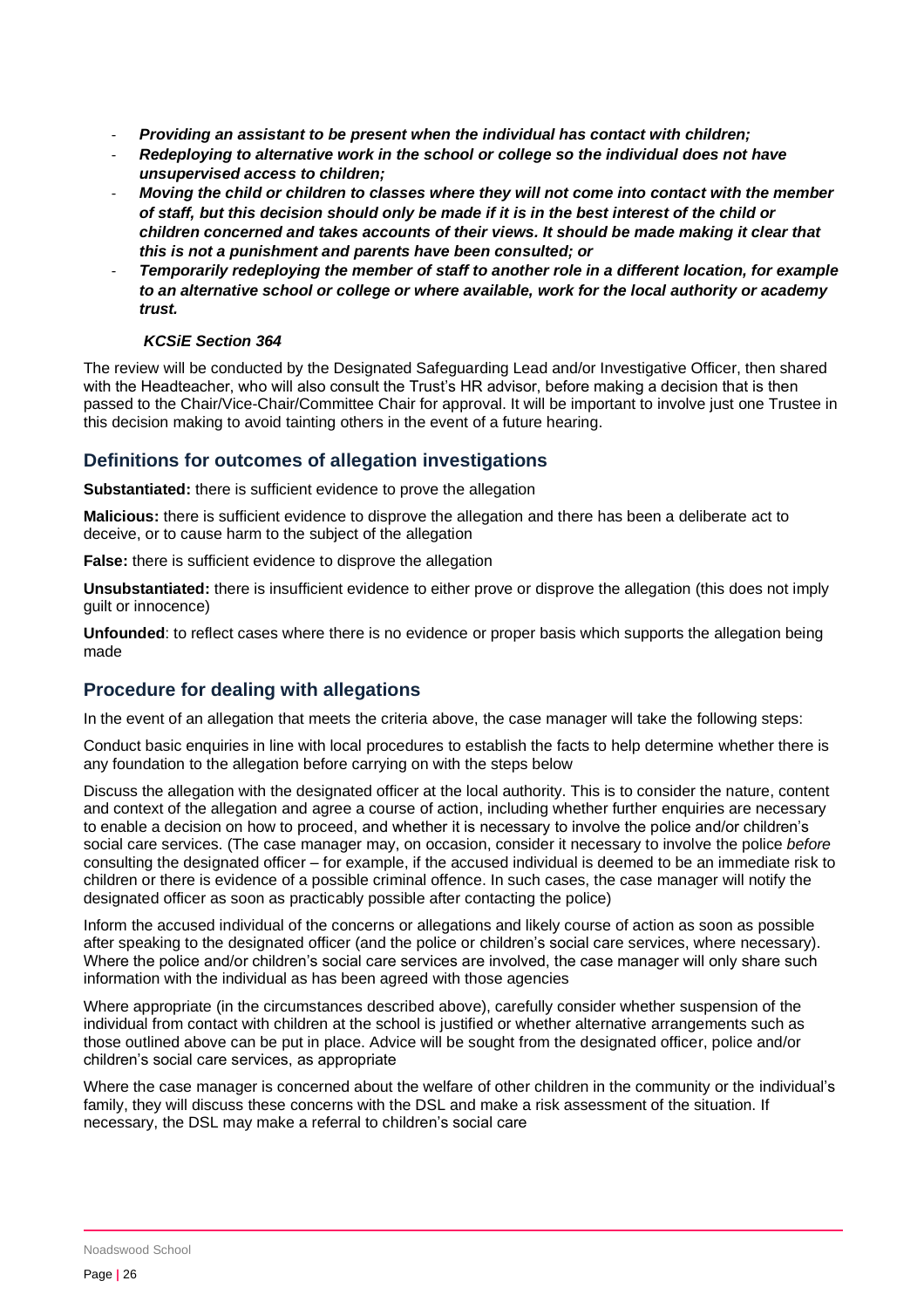- ***Providing an assistant to be present when the individual has contact with children;***
- ***Redeploying to alternative work in the school or college so the individual does not have unsupervised access to children;***
- ***Moving the child or children to classes where they will not come into contact with the member of staff, but this decision should only be made if it is in the best interest of the child or children concerned and takes accounts of their views. It should be made making it clear that this is not a punishment and parents have been consulted; or***
- ***Temporarily redeploying the member of staff to another role in a different location, for example to an alternative school or college or where available, work for the local authority or academy trust.***

***KCSiE Section 364***

The review will be conducted by the Designated Safeguarding Lead and/or Investigative Officer, then shared with the Headteacher, who will also consult the Trust's HR advisor, before making a decision that is then passed to the Chair/Vice-Chair/Committee Chair for approval. It will be important to involve just one Trustee in this decision making to avoid tainting others in the event of a future hearing.

## Definitions for outcomes of allegation investigations

**Substantiated:** there is sufficient evidence to prove the allegation

**Malicious:** there is sufficient evidence to disprove the allegation and there has been a deliberate act to deceive, or to cause harm to the subject of the allegation

**False:** there is sufficient evidence to disprove the allegation

**Unsubstantiated:** there is insufficient evidence to either prove or disprove the allegation (this does not imply guilt or innocence)

**Unfounded**: to reflect cases where there is no evidence or proper basis which supports the allegation being made

## Procedure for dealing with allegations

In the event of an allegation that meets the criteria above, the case manager will take the following steps:

Conduct basic enquiries in line with local procedures to establish the facts to help determine whether there is any foundation to the allegation before carrying on with the steps below

Discuss the allegation with the designated officer at the local authority. This is to consider the nature, content and context of the allegation and agree a course of action, including whether further enquiries are necessary to enable a decision on how to proceed, and whether it is necessary to involve the police and/or children's social care services. (The case manager may, on occasion, consider it necessary to involve the police *before* consulting the designated officer – for example, if the accused individual is deemed to be an immediate risk to children or there is evidence of a possible criminal offence. In such cases, the case manager will notify the designated officer as soon as practicably possible after contacting the police)

Inform the accused individual of the concerns or allegations and likely course of action as soon as possible after speaking to the designated officer (and the police or children's social care services, where necessary). Where the police and/or children's social care services are involved, the case manager will only share such information with the individual as has been agreed with those agencies

Where appropriate (in the circumstances described above), carefully consider whether suspension of the individual from contact with children at the school is justified or whether alternative arrangements such as those outlined above can be put in place. Advice will be sought from the designated officer, police and/or children's social care services, as appropriate

Where the case manager is concerned about the welfare of other children in the community or the individual's family, they will discuss these concerns with the DSL and make a risk assessment of the situation. If necessary, the DSL may make a referral to children's social care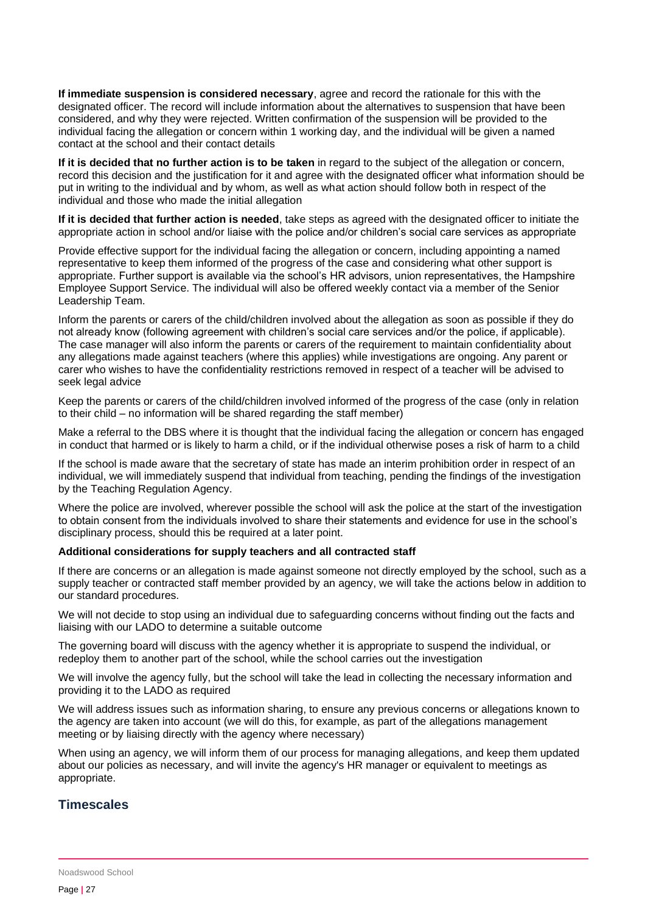**If immediate suspension is considered necessary**, agree and record the rationale for this with the designated officer. The record will include information about the alternatives to suspension that have been considered, and why they were rejected. Written confirmation of the suspension will be provided to the individual facing the allegation or concern within 1 working day, and the individual will be given a named contact at the school and their contact details

**If it is decided that no further action is to be taken** in regard to the subject of the allegation or concern, record this decision and the justification for it and agree with the designated officer what information should be put in writing to the individual and by whom, as well as what action should follow both in respect of the individual and those who made the initial allegation

**If it is decided that further action is needed**, take steps as agreed with the designated officer to initiate the appropriate action in school and/or liaise with the police and/or children's social care services as appropriate

Provide effective support for the individual facing the allegation or concern, including appointing a named representative to keep them informed of the progress of the case and considering what other support is appropriate. Further support is available via the school's HR advisors, union representatives, the Hampshire Employee Support Service. The individual will also be offered weekly contact via a member of the Senior Leadership Team.

Inform the parents or carers of the child/children involved about the allegation as soon as possible if they do not already know (following agreement with children's social care services and/or the police, if applicable). The case manager will also inform the parents or carers of the requirement to maintain confidentiality about any allegations made against teachers (where this applies) while investigations are ongoing. Any parent or carer who wishes to have the confidentiality restrictions removed in respect of a teacher will be advised to seek legal advice

Keep the parents or carers of the child/children involved informed of the progress of the case (only in relation to their child – no information will be shared regarding the staff member)

Make a referral to the DBS where it is thought that the individual facing the allegation or concern has engaged in conduct that harmed or is likely to harm a child, or if the individual otherwise poses a risk of harm to a child

If the school is made aware that the secretary of state has made an interim prohibition order in respect of an individual, we will immediately suspend that individual from teaching, pending the findings of the investigation by the Teaching Regulation Agency.

Where the police are involved, wherever possible the school will ask the police at the start of the investigation to obtain consent from the individuals involved to share their statements and evidence for use in the school's disciplinary process, should this be required at a later point.

**Additional considerations for supply teachers and all contracted staff**

If there are concerns or an allegation is made against someone not directly employed by the school, such as a supply teacher or contracted staff member provided by an agency, we will take the actions below in addition to our standard procedures.

We will not decide to stop using an individual due to safeguarding concerns without finding out the facts and liaising with our LADO to determine a suitable outcome

The governing board will discuss with the agency whether it is appropriate to suspend the individual, or redeploy them to another part of the school, while the school carries out the investigation

We will involve the agency fully, but the school will take the lead in collecting the necessary information and providing it to the LADO as required

We will address issues such as information sharing, to ensure any previous concerns or allegations known to the agency are taken into account (we will do this, for example, as part of the allegations management meeting or by liaising directly with the agency where necessary)

When using an agency, we will inform them of our process for managing allegations, and keep them updated about our policies as necessary, and will invite the agency's HR manager or equivalent to meetings as appropriate.

## Timescales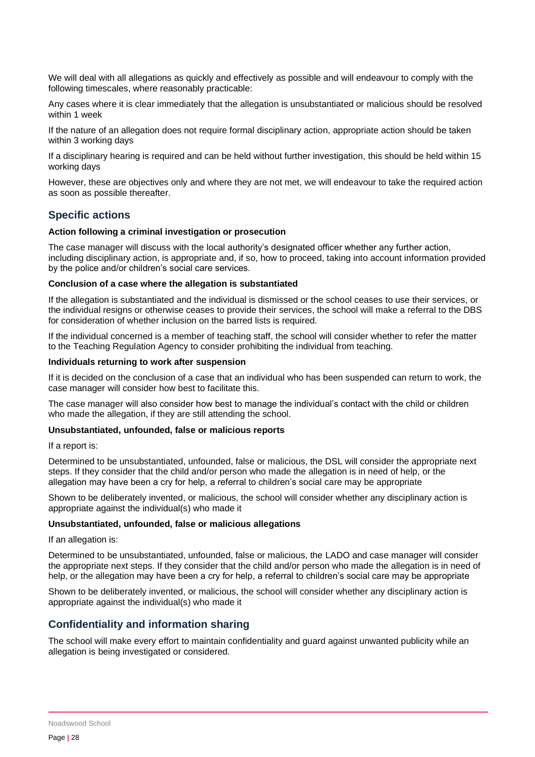We will deal with all allegations as quickly and effectively as possible and will endeavour to comply with the following timescales, where reasonably practicable:

Any cases where it is clear immediately that the allegation is unsubstantiated or malicious should be resolved within 1 week

If the nature of an allegation does not require formal disciplinary action, appropriate action should be taken within 3 working days

If a disciplinary hearing is required and can be held without further investigation, this should be held within 15 working days

However, these are objectives only and where they are not met, we will endeavour to take the required action as soon as possible thereafter.

## Specific actions

**Action following a criminal investigation or prosecution**

The case manager will discuss with the local authority's designated officer whether any further action, including disciplinary action, is appropriate and, if so, how to proceed, taking into account information provided by the police and/or children's social care services.

**Conclusion of a case where the allegation is substantiated**

If the allegation is substantiated and the individual is dismissed or the school ceases to use their services, or the individual resigns or otherwise ceases to provide their services, the school will make a referral to the DBS for consideration of whether inclusion on the barred lists is required.

If the individual concerned is a member of teaching staff, the school will consider whether to refer the matter to the Teaching Regulation Agency to consider prohibiting the individual from teaching.

**Individuals returning to work after suspension**

If it is decided on the conclusion of a case that an individual who has been suspended can return to work, the case manager will consider how best to facilitate this.

The case manager will also consider how best to manage the individual's contact with the child or children who made the allegation, if they are still attending the school.

**Unsubstantiated, unfounded, false or malicious reports**

If a report is:

Determined to be unsubstantiated, unfounded, false or malicious, the DSL will consider the appropriate next steps. If they consider that the child and/or person who made the allegation is in need of help, or the allegation may have been a cry for help, a referral to children's social care may be appropriate

Shown to be deliberately invented, or malicious, the school will consider whether any disciplinary action is appropriate against the individual(s) who made it

**Unsubstantiated, unfounded, false or malicious allegations**

If an allegation is:

Determined to be unsubstantiated, unfounded, false or malicious, the LADO and case manager will consider the appropriate next steps. If they consider that the child and/or person who made the allegation is in need of help, or the allegation may have been a cry for help, a referral to children's social care may be appropriate

Shown to be deliberately invented, or malicious, the school will consider whether any disciplinary action is appropriate against the individual(s) who made it

## Confidentiality and information sharing

The school will make every effort to maintain confidentiality and guard against unwanted publicity while an allegation is being investigated or considered.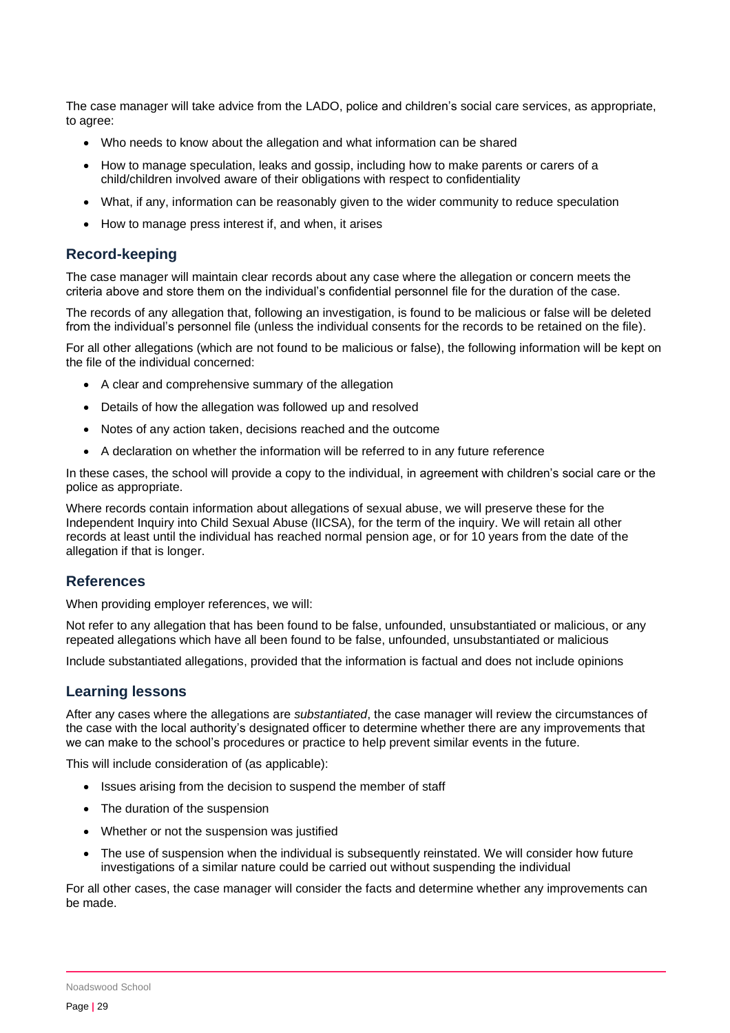The case manager will take advice from the LADO, police and children's social care services, as appropriate, to agree:

- Who needs to know about the allegation and what information can be shared
- How to manage speculation, leaks and gossip, including how to make parents or carers of a child/children involved aware of their obligations with respect to confidentiality
- What, if any, information can be reasonably given to the wider community to reduce speculation
- How to manage press interest if, and when, it arises

## Record-keeping

The case manager will maintain clear records about any case where the allegation or concern meets the criteria above and store them on the individual's confidential personnel file for the duration of the case.

The records of any allegation that, following an investigation, is found to be malicious or false will be deleted from the individual's personnel file (unless the individual consents for the records to be retained on the file).

For all other allegations (which are not found to be malicious or false), the following information will be kept on the file of the individual concerned:

- A clear and comprehensive summary of the allegation
- Details of how the allegation was followed up and resolved
- Notes of any action taken, decisions reached and the outcome
- A declaration on whether the information will be referred to in any future reference

In these cases, the school will provide a copy to the individual, in agreement with children's social care or the police as appropriate.

Where records contain information about allegations of sexual abuse, we will preserve these for the Independent Inquiry into Child Sexual Abuse (IICSA), for the term of the inquiry. We will retain all other records at least until the individual has reached normal pension age, or for 10 years from the date of the allegation if that is longer.

## References

When providing employer references, we will:

Not refer to any allegation that has been found to be false, unfounded, unsubstantiated or malicious, or any repeated allegations which have all been found to be false, unfounded, unsubstantiated or malicious

Include substantiated allegations, provided that the information is factual and does not include opinions

## Learning lessons

After any cases where the allegations are *substantiated*, the case manager will review the circumstances of the case with the local authority's designated officer to determine whether there are any improvements that we can make to the school's procedures or practice to help prevent similar events in the future.

This will include consideration of (as applicable):

- Issues arising from the decision to suspend the member of staff
- The duration of the suspension
- Whether or not the suspension was justified
- The use of suspension when the individual is subsequently reinstated. We will consider how future investigations of a similar nature could be carried out without suspending the individual

For all other cases, the case manager will consider the facts and determine whether any improvements can be made.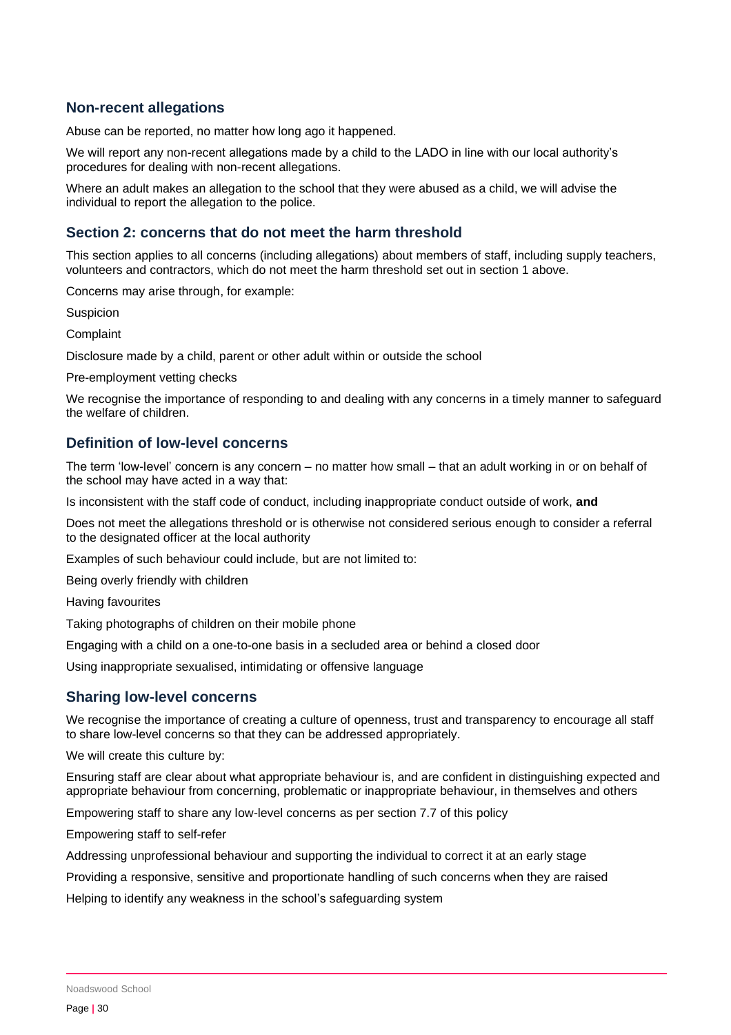## Non-recent allegations

Abuse can be reported, no matter how long ago it happened.

We will report any non-recent allegations made by a child to the LADO in line with our local authority's procedures for dealing with non-recent allegations.

Where an adult makes an allegation to the school that they were abused as a child, we will advise the individual to report the allegation to the police.

## Section 2: concerns that do not meet the harm threshold

This section applies to all concerns (including allegations) about members of staff, including supply teachers, volunteers and contractors, which do not meet the harm threshold set out in section 1 above.

Concerns may arise through, for example:

Suspicion

Complaint

Disclosure made by a child, parent or other adult within or outside the school

Pre-employment vetting checks

We recognise the importance of responding to and dealing with any concerns in a timely manner to safeguard the welfare of children.

## Definition of low-level concerns

The term 'low-level' concern is any concern – no matter how small – that an adult working in or on behalf of the school may have acted in a way that:

Is inconsistent with the staff code of conduct, including inappropriate conduct outside of work, **and**

Does not meet the allegations threshold or is otherwise not considered serious enough to consider a referral to the designated officer at the local authority

Examples of such behaviour could include, but are not limited to:

Being overly friendly with children

Having favourites

Taking photographs of children on their mobile phone

Engaging with a child on a one-to-one basis in a secluded area or behind a closed door

Using inappropriate sexualised, intimidating or offensive language

## Sharing low-level concerns

We recognise the importance of creating a culture of openness, trust and transparency to encourage all staff to share low-level concerns so that they can be addressed appropriately.

We will create this culture by:

Ensuring staff are clear about what appropriate behaviour is, and are confident in distinguishing expected and appropriate behaviour from concerning, problematic or inappropriate behaviour, in themselves and others

Empowering staff to share any low-level concerns as per section 7.7 of this policy

Empowering staff to self-refer

Addressing unprofessional behaviour and supporting the individual to correct it at an early stage

Providing a responsive, sensitive and proportionate handling of such concerns when they are raised

Helping to identify any weakness in the school's safeguarding system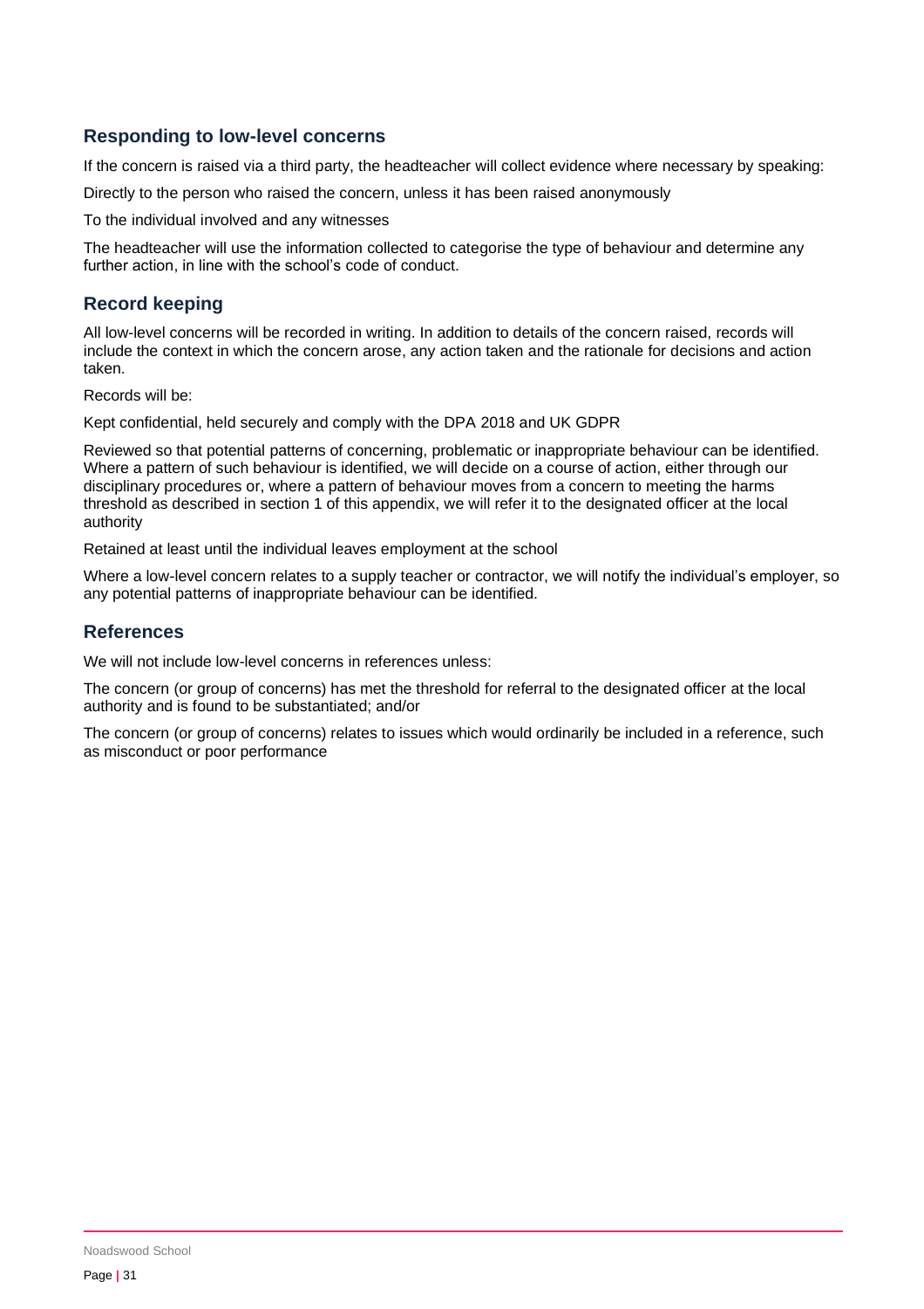### Responding to low-level concerns

If the concern is raised via a third party, the headteacher will collect evidence where necessary by speaking:

Directly to the person who raised the concern, unless it has been raised anonymously

To the individual involved and any witnesses

The headteacher will use the information collected to categorise the type of behaviour and determine any further action, in line with the school's code of conduct.

### Record keeping

All low-level concerns will be recorded in writing. In addition to details of the concern raised, records will include the context in which the concern arose, any action taken and the rationale for decisions and action taken.

Records will be:

Kept confidential, held securely and comply with the DPA 2018 and UK GDPR

Reviewed so that potential patterns of concerning, problematic or inappropriate behaviour can be identified. Where a pattern of such behaviour is identified, we will decide on a course of action, either through our disciplinary procedures or, where a pattern of behaviour moves from a concern to meeting the harms threshold as described in section 1 of this appendix, we will refer it to the designated officer at the local authority

Retained at least until the individual leaves employment at the school

Where a low-level concern relates to a supply teacher or contractor, we will notify the individual's employer, so any potential patterns of inappropriate behaviour can be identified.

### References

We will not include low-level concerns in references unless:

The concern (or group of concerns) has met the threshold for referral to the designated officer at the local authority and is found to be substantiated; and/or

The concern (or group of concerns) relates to issues which would ordinarily be included in a reference, such as misconduct or poor performance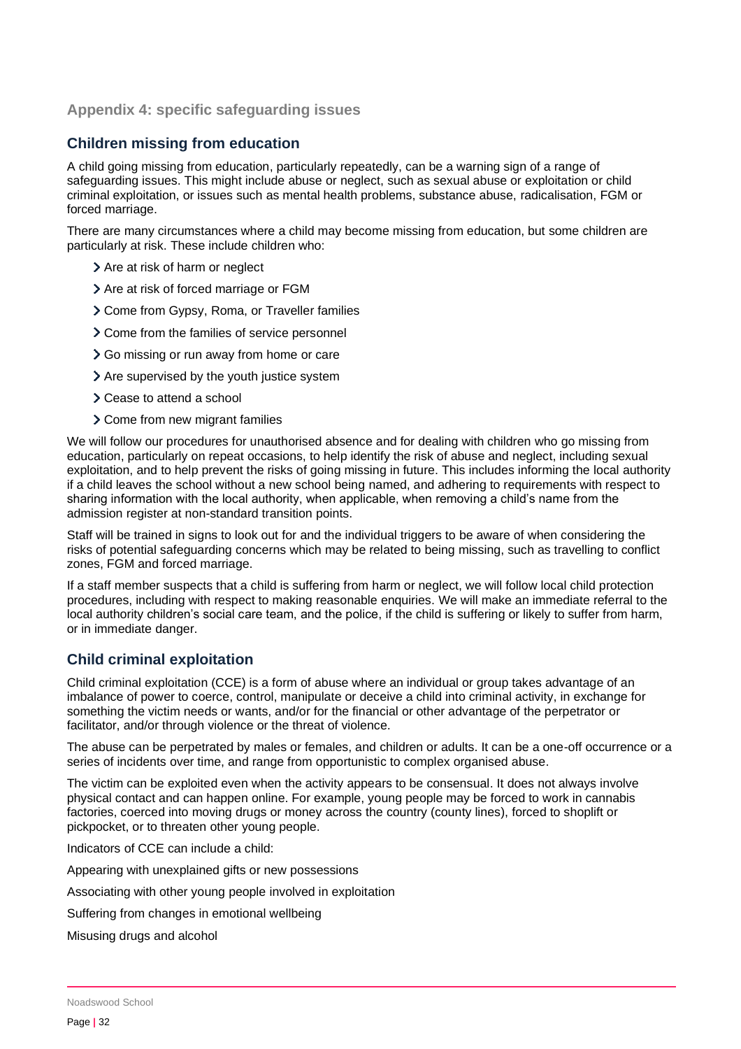## Appendix 4: specific safeguarding issues

### Children missing from education

A child going missing from education, particularly repeatedly, can be a warning sign of a range of safeguarding issues. This might include abuse or neglect, such as sexual abuse or exploitation or child criminal exploitation, or issues such as mental health problems, substance abuse, radicalisation, FGM or forced marriage.

There are many circumstances where a child may become missing from education, but some children are particularly at risk. These include children who:

- Are at risk of harm or neglect
- Are at risk of forced marriage or FGM
- Come from Gypsy, Roma, or Traveller families
- Come from the families of service personnel
- Go missing or run away from home or care
- Are supervised by the youth justice system
- Cease to attend a school
- Come from new migrant families

We will follow our procedures for unauthorised absence and for dealing with children who go missing from education, particularly on repeat occasions, to help identify the risk of abuse and neglect, including sexual exploitation, and to help prevent the risks of going missing in future. This includes informing the local authority if a child leaves the school without a new school being named, and adhering to requirements with respect to sharing information with the local authority, when applicable, when removing a child's name from the admission register at non-standard transition points.

Staff will be trained in signs to look out for and the individual triggers to be aware of when considering the risks of potential safeguarding concerns which may be related to being missing, such as travelling to conflict zones, FGM and forced marriage.

If a staff member suspects that a child is suffering from harm or neglect, we will follow local child protection procedures, including with respect to making reasonable enquiries. We will make an immediate referral to the local authority children's social care team, and the police, if the child is suffering or likely to suffer from harm, or in immediate danger.

### Child criminal exploitation

Child criminal exploitation (CCE) is a form of abuse where an individual or group takes advantage of an imbalance of power to coerce, control, manipulate or deceive a child into criminal activity, in exchange for something the victim needs or wants, and/or for the financial or other advantage of the perpetrator or facilitator, and/or through violence or the threat of violence.

The abuse can be perpetrated by males or females, and children or adults. It can be a one-off occurrence or a series of incidents over time, and range from opportunistic to complex organised abuse.

The victim can be exploited even when the activity appears to be consensual. It does not always involve physical contact and can happen online. For example, young people may be forced to work in cannabis factories, coerced into moving drugs or money across the country (county lines), forced to shoplift or pickpocket, or to threaten other young people.

Indicators of CCE can include a child:

Appearing with unexplained gifts or new possessions

Associating with other young people involved in exploitation

Suffering from changes in emotional wellbeing

Misusing drugs and alcohol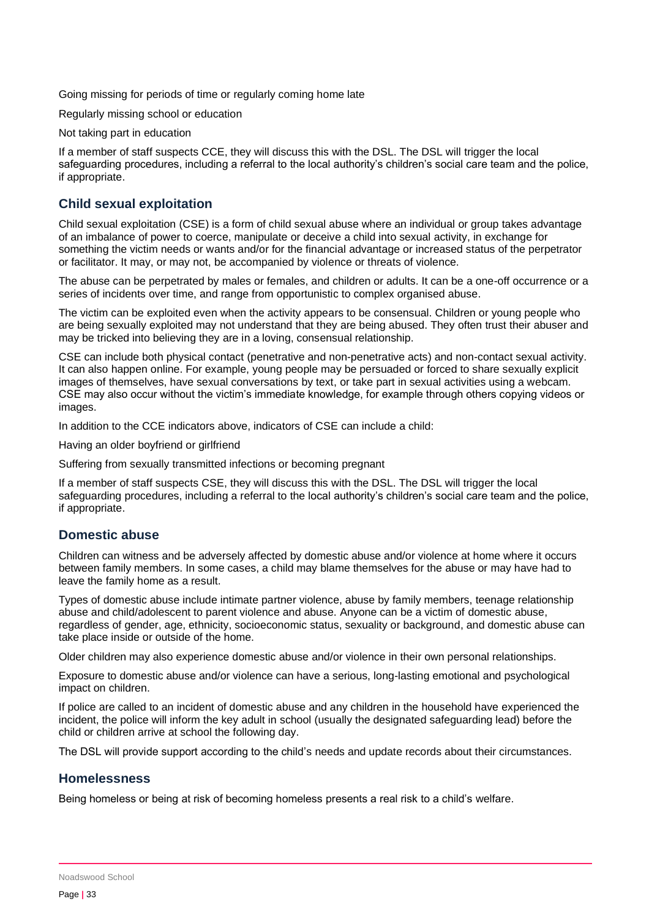Going missing for periods of time or regularly coming home late

Regularly missing school or education

Not taking part in education

If a member of staff suspects CCE, they will discuss this with the DSL. The DSL will trigger the local safeguarding procedures, including a referral to the local authority's children's social care team and the police, if appropriate.

## Child sexual exploitation

Child sexual exploitation (CSE) is a form of child sexual abuse where an individual or group takes advantage of an imbalance of power to coerce, manipulate or deceive a child into sexual activity, in exchange for something the victim needs or wants and/or for the financial advantage or increased status of the perpetrator or facilitator. It may, or may not, be accompanied by violence or threats of violence.

The abuse can be perpetrated by males or females, and children or adults. It can be a one-off occurrence or a series of incidents over time, and range from opportunistic to complex organised abuse.

The victim can be exploited even when the activity appears to be consensual. Children or young people who are being sexually exploited may not understand that they are being abused. They often trust their abuser and may be tricked into believing they are in a loving, consensual relationship.

CSE can include both physical contact (penetrative and non-penetrative acts) and non-contact sexual activity. It can also happen online. For example, young people may be persuaded or forced to share sexually explicit images of themselves, have sexual conversations by text, or take part in sexual activities using a webcam. CSE may also occur without the victim's immediate knowledge, for example through others copying videos or images.

In addition to the CCE indicators above, indicators of CSE can include a child:

Having an older boyfriend or girlfriend

Suffering from sexually transmitted infections or becoming pregnant

If a member of staff suspects CSE, they will discuss this with the DSL. The DSL will trigger the local safeguarding procedures, including a referral to the local authority's children's social care team and the police, if appropriate.

## Domestic abuse

Children can witness and be adversely affected by domestic abuse and/or violence at home where it occurs between family members. In some cases, a child may blame themselves for the abuse or may have had to leave the family home as a result.

Types of domestic abuse include intimate partner violence, abuse by family members, teenage relationship abuse and child/adolescent to parent violence and abuse. Anyone can be a victim of domestic abuse, regardless of gender, age, ethnicity, socioeconomic status, sexuality or background, and domestic abuse can take place inside or outside of the home.

Older children may also experience domestic abuse and/or violence in their own personal relationships.

Exposure to domestic abuse and/or violence can have a serious, long-lasting emotional and psychological impact on children.

If police are called to an incident of domestic abuse and any children in the household have experienced the incident, the police will inform the key adult in school (usually the designated safeguarding lead) before the child or children arrive at school the following day.

The DSL will provide support according to the child's needs and update records about their circumstances.

## Homelessness

Being homeless or being at risk of becoming homeless presents a real risk to a child's welfare.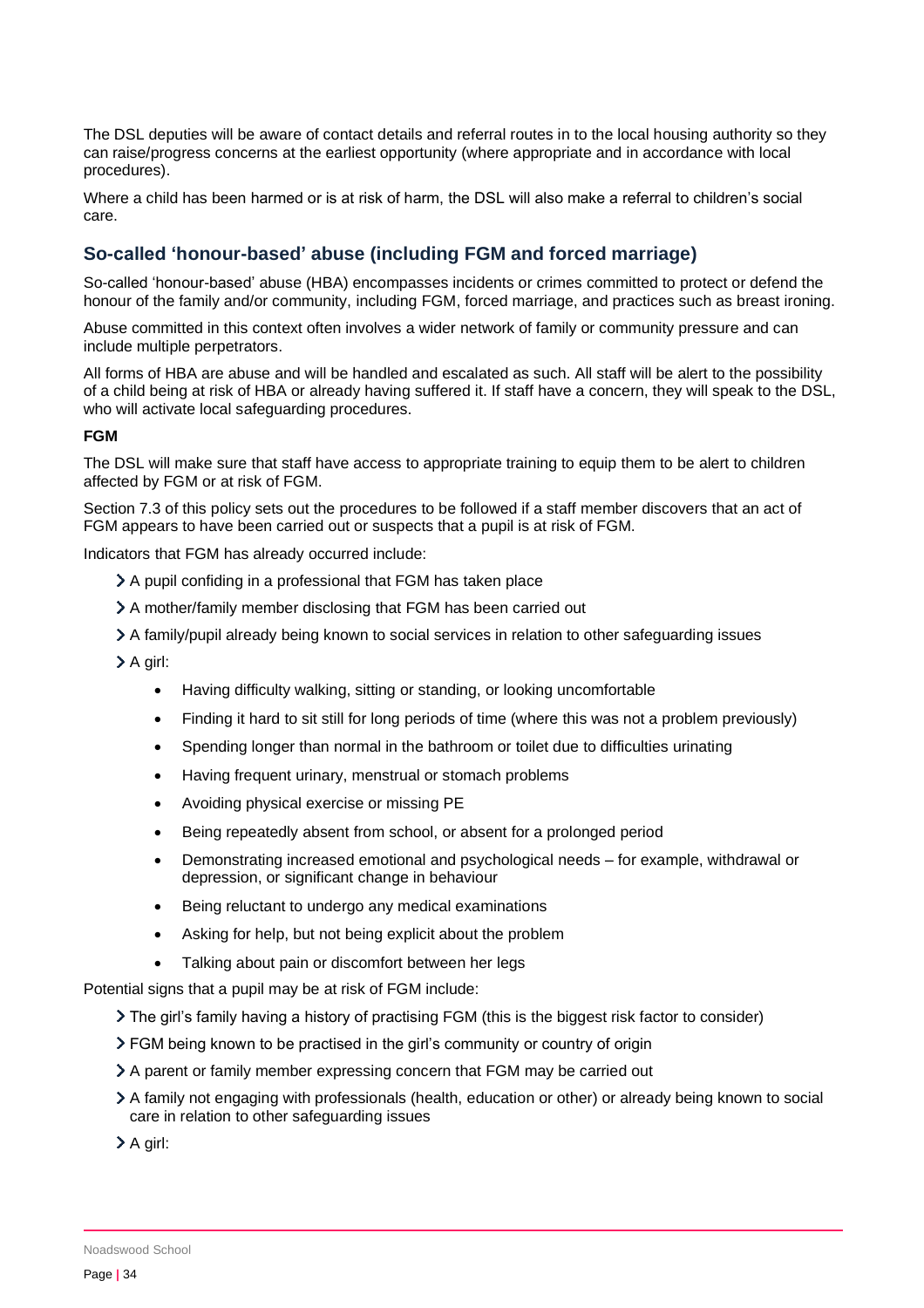The DSL deputies will be aware of contact details and referral routes in to the local housing authority so they can raise/progress concerns at the earliest opportunity (where appropriate and in accordance with local procedures).

Where a child has been harmed or is at risk of harm, the DSL will also make a referral to children's social care.

## So-called 'honour-based' abuse (including FGM and forced marriage)

So-called 'honour-based' abuse (HBA) encompasses incidents or crimes committed to protect or defend the honour of the family and/or community, including FGM, forced marriage, and practices such as breast ironing.

Abuse committed in this context often involves a wider network of family or community pressure and can include multiple perpetrators.

All forms of HBA are abuse and will be handled and escalated as such. All staff will be alert to the possibility of a child being at risk of HBA or already having suffered it. If staff have a concern, they will speak to the DSL, who will activate local safeguarding procedures.

**FGM**

The DSL will make sure that staff have access to appropriate training to equip them to be alert to children affected by FGM or at risk of FGM.

Section 7.3 of this policy sets out the procedures to be followed if a staff member discovers that an act of FGM appears to have been carried out or suspects that a pupil is at risk of FGM.

Indicators that FGM has already occurred include:

- A pupil confiding in a professional that FGM has taken place
- A mother/family member disclosing that FGM has been carried out
- A family/pupil already being known to social services in relation to other safeguarding issues
- A girl:
    - Having difficulty walking, sitting or standing, or looking uncomfortable
    - Finding it hard to sit still for long periods of time (where this was not a problem previously)
    - Spending longer than normal in the bathroom or toilet due to difficulties urinating
    - Having frequent urinary, menstrual or stomach problems
    - Avoiding physical exercise or missing PE
    - Being repeatedly absent from school, or absent for a prolonged period
    - Demonstrating increased emotional and psychological needs – for example, withdrawal or depression, or significant change in behaviour
    - Being reluctant to undergo any medical examinations
    - Asking for help, but not being explicit about the problem
    - Talking about pain or discomfort between her legs

Potential signs that a pupil may be at risk of FGM include:

- The girl's family having a history of practising FGM (this is the biggest risk factor to consider)
- FGM being known to be practised in the girl's community or country of origin
- A parent or family member expressing concern that FGM may be carried out
- A family not engaging with professionals (health, education or other) or already being known to social care in relation to other safeguarding issues
- A girl: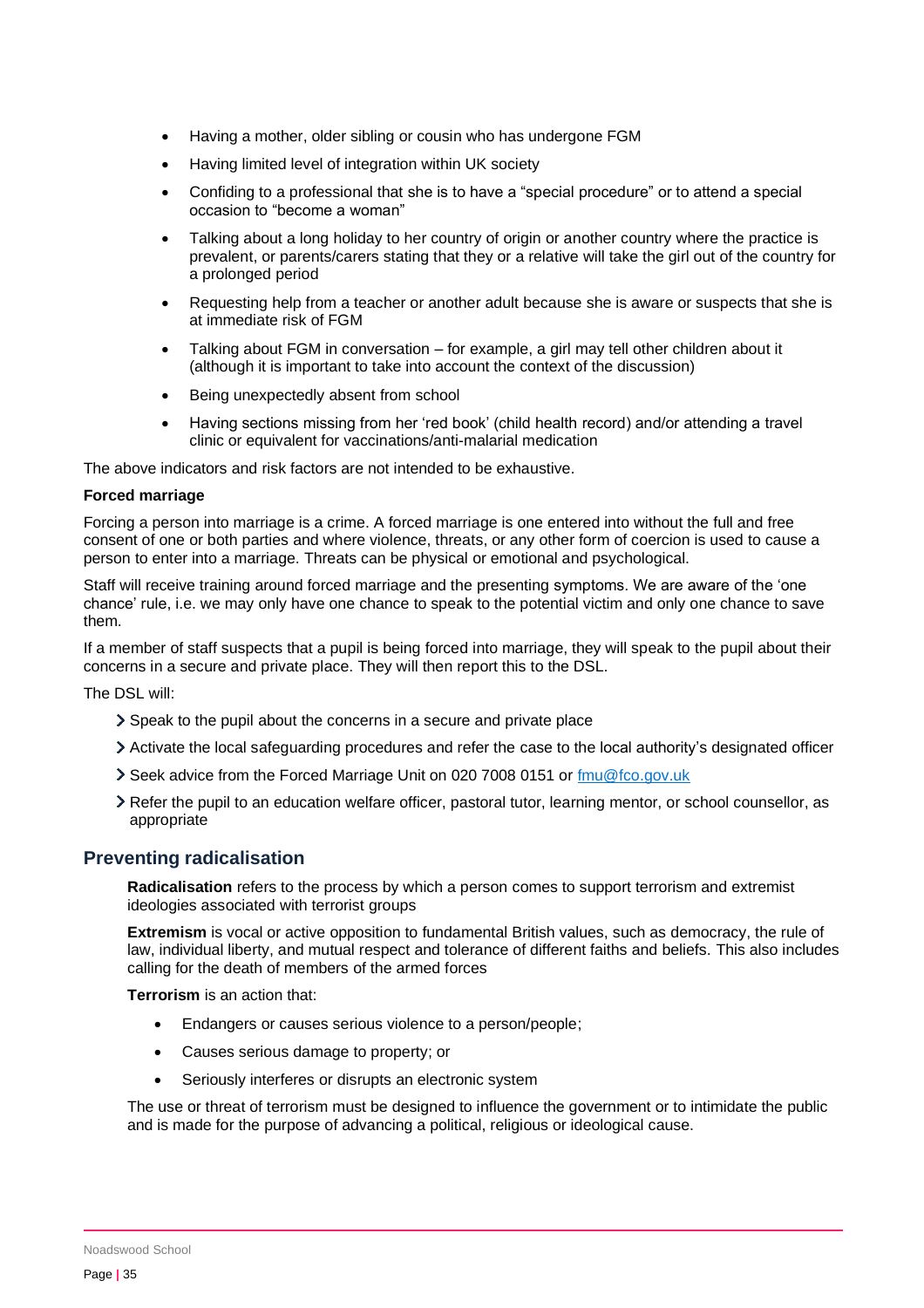- Having a mother, older sibling or cousin who has undergone FGM
- Having limited level of integration within UK society
- Confiding to a professional that she is to have a "special procedure" or to attend a special occasion to "become a woman"
- Talking about a long holiday to her country of origin or another country where the practice is prevalent, or parents/carers stating that they or a relative will take the girl out of the country for a prolonged period
- Requesting help from a teacher or another adult because she is aware or suspects that she is at immediate risk of FGM
- Talking about FGM in conversation – for example, a girl may tell other children about it (although it is important to take into account the context of the discussion)
- Being unexpectedly absent from school
- Having sections missing from her 'red book' (child health record) and/or attending a travel clinic or equivalent for vaccinations/anti-malarial medication

The above indicators and risk factors are not intended to be exhaustive.

**Forced marriage**

Forcing a person into marriage is a crime. A forced marriage is one entered into without the full and free consent of one or both parties and where violence, threats, or any other form of coercion is used to cause a person to enter into a marriage. Threats can be physical or emotional and psychological.

Staff will receive training around forced marriage and the presenting symptoms. We are aware of the 'one chance' rule, i.e. we may only have one chance to speak to the potential victim and only one chance to save them.

If a member of staff suspects that a pupil is being forced into marriage, they will speak to the pupil about their concerns in a secure and private place. They will then report this to the DSL.

The DSL will:

- Speak to the pupil about the concerns in a secure and private place
- Activate the local safeguarding procedures and refer the case to the local authority's designated officer
- Seek advice from the Forced Marriage Unit on 020 7008 0151 or fmu@fco.gov.uk
- Refer the pupil to an education welfare officer, pastoral tutor, learning mentor, or school counsellor, as appropriate

## Preventing radicalisation

**Radicalisation** refers to the process by which a person comes to support terrorism and extremist ideologies associated with terrorist groups

**Extremism** is vocal or active opposition to fundamental British values, such as democracy, the rule of law, individual liberty, and mutual respect and tolerance of different faiths and beliefs. This also includes calling for the death of members of the armed forces

**Terrorism** is an action that:

- Endangers or causes serious violence to a person/people;
- Causes serious damage to property; or
- Seriously interferes or disrupts an electronic system

The use or threat of terrorism must be designed to influence the government or to intimidate the public and is made for the purpose of advancing a political, religious or ideological cause.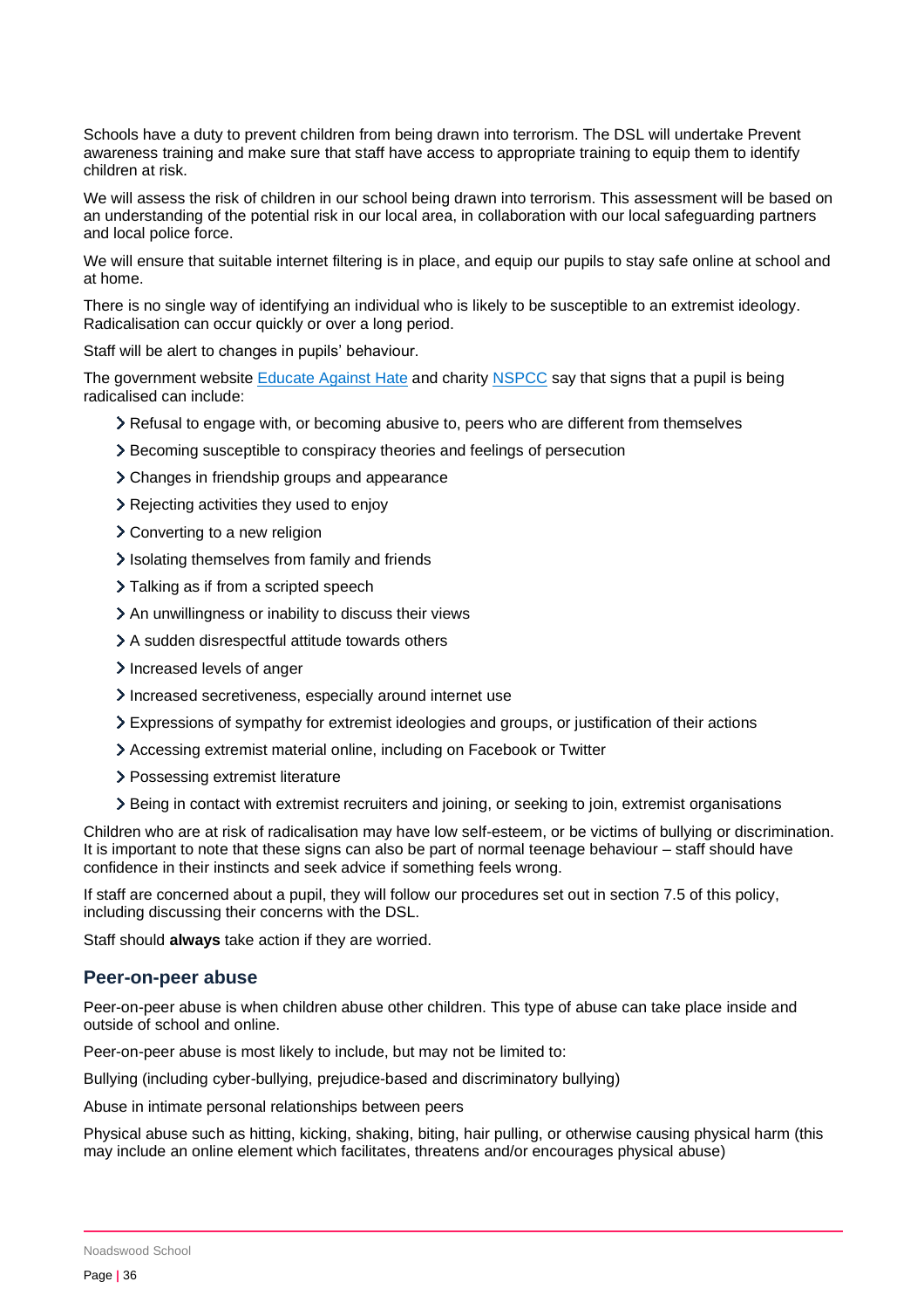Schools have a duty to prevent children from being drawn into terrorism. The DSL will undertake Prevent awareness training and make sure that staff have access to appropriate training to equip them to identify children at risk.

We will assess the risk of children in our school being drawn into terrorism. This assessment will be based on an understanding of the potential risk in our local area, in collaboration with our local safeguarding partners and local police force.

We will ensure that suitable internet filtering is in place, and equip our pupils to stay safe online at school and at home.

There is no single way of identifying an individual who is likely to be susceptible to an extremist ideology. Radicalisation can occur quickly or over a long period.

Staff will be alert to changes in pupils' behaviour.

The government website [Educate Against Hate] and charity [NSPCC] say that signs that a pupil is being radicalised can include:

- Refusal to engage with, or becoming abusive to, peers who are different from themselves
- Becoming susceptible to conspiracy theories and feelings of persecution
- Changes in friendship groups and appearance
- Rejecting activities they used to enjoy
- Converting to a new religion
- Isolating themselves from family and friends
- Talking as if from a scripted speech
- An unwillingness or inability to discuss their views
- A sudden disrespectful attitude towards others
- Increased levels of anger
- Increased secretiveness, especially around internet use
- Expressions of sympathy for extremist ideologies and groups, or justification of their actions
- Accessing extremist material online, including on Facebook or Twitter
- Possessing extremist literature
- Being in contact with extremist recruiters and joining, or seeking to join, extremist organisations

Children who are at risk of radicalisation may have low self-esteem, or be victims of bullying or discrimination. It is important to note that these signs can also be part of normal teenage behaviour – staff should have confidence in their instincts and seek advice if something feels wrong.

If staff are concerned about a pupil, they will follow our procedures set out in section 7.5 of this policy, including discussing their concerns with the DSL.

Staff should **always** take action if they are worried.

### Peer-on-peer abuse

Peer-on-peer abuse is when children abuse other children. This type of abuse can take place inside and outside of school and online.

Peer-on-peer abuse is most likely to include, but may not be limited to:

Bullying (including cyber-bullying, prejudice-based and discriminatory bullying)

Abuse in intimate personal relationships between peers

Physical abuse such as hitting, kicking, shaking, biting, hair pulling, or otherwise causing physical harm (this may include an online element which facilitates, threatens and/or encourages physical abuse)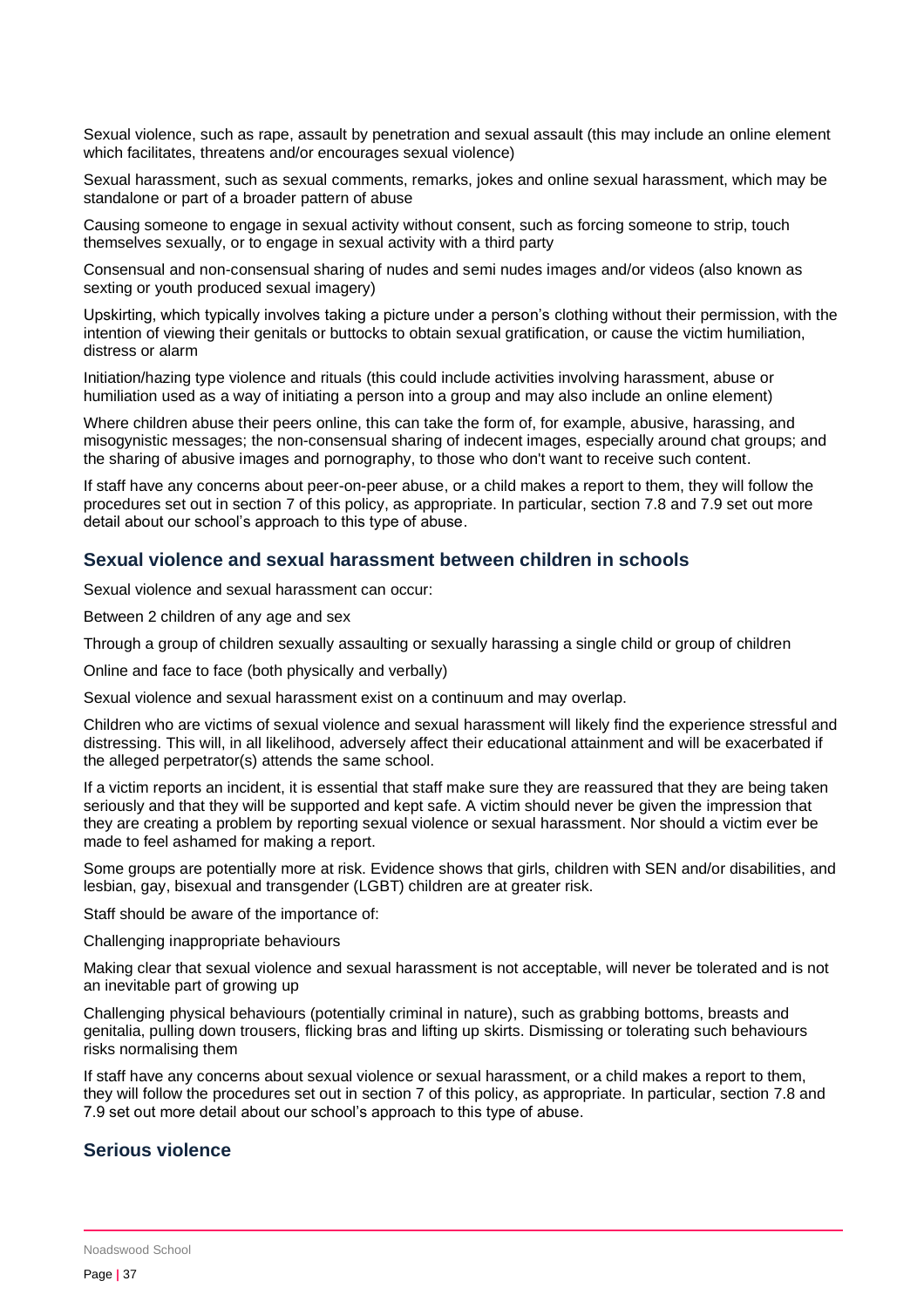Sexual violence, such as rape, assault by penetration and sexual assault (this may include an online element which facilitates, threatens and/or encourages sexual violence)

Sexual harassment, such as sexual comments, remarks, jokes and online sexual harassment, which may be standalone or part of a broader pattern of abuse

Causing someone to engage in sexual activity without consent, such as forcing someone to strip, touch themselves sexually, or to engage in sexual activity with a third party

Consensual and non-consensual sharing of nudes and semi nudes images and/or videos (also known as sexting or youth produced sexual imagery)

Upskirting, which typically involves taking a picture under a person's clothing without their permission, with the intention of viewing their genitals or buttocks to obtain sexual gratification, or cause the victim humiliation, distress or alarm

Initiation/hazing type violence and rituals (this could include activities involving harassment, abuse or humiliation used as a way of initiating a person into a group and may also include an online element)

Where children abuse their peers online, this can take the form of, for example, abusive, harassing, and misogynistic messages; the non-consensual sharing of indecent images, especially around chat groups; and the sharing of abusive images and pornography, to those who don't want to receive such content.

If staff have any concerns about peer-on-peer abuse, or a child makes a report to them, they will follow the procedures set out in section 7 of this policy, as appropriate. In particular, section 7.8 and 7.9 set out more detail about our school's approach to this type of abuse.

## Sexual violence and sexual harassment between children in schools

Sexual violence and sexual harassment can occur:

Between 2 children of any age and sex

Through a group of children sexually assaulting or sexually harassing a single child or group of children

Online and face to face (both physically and verbally)

Sexual violence and sexual harassment exist on a continuum and may overlap.

Children who are victims of sexual violence and sexual harassment will likely find the experience stressful and distressing. This will, in all likelihood, adversely affect their educational attainment and will be exacerbated if the alleged perpetrator(s) attends the same school.

If a victim reports an incident, it is essential that staff make sure they are reassured that they are being taken seriously and that they will be supported and kept safe. A victim should never be given the impression that they are creating a problem by reporting sexual violence or sexual harassment. Nor should a victim ever be made to feel ashamed for making a report.

Some groups are potentially more at risk. Evidence shows that girls, children with SEN and/or disabilities, and lesbian, gay, bisexual and transgender (LGBT) children are at greater risk.

Staff should be aware of the importance of:

Challenging inappropriate behaviours

Making clear that sexual violence and sexual harassment is not acceptable, will never be tolerated and is not an inevitable part of growing up

Challenging physical behaviours (potentially criminal in nature), such as grabbing bottoms, breasts and genitalia, pulling down trousers, flicking bras and lifting up skirts. Dismissing or tolerating such behaviours risks normalising them

If staff have any concerns about sexual violence or sexual harassment, or a child makes a report to them, they will follow the procedures set out in section 7 of this policy, as appropriate. In particular, section 7.8 and 7.9 set out more detail about our school's approach to this type of abuse.

## Serious violence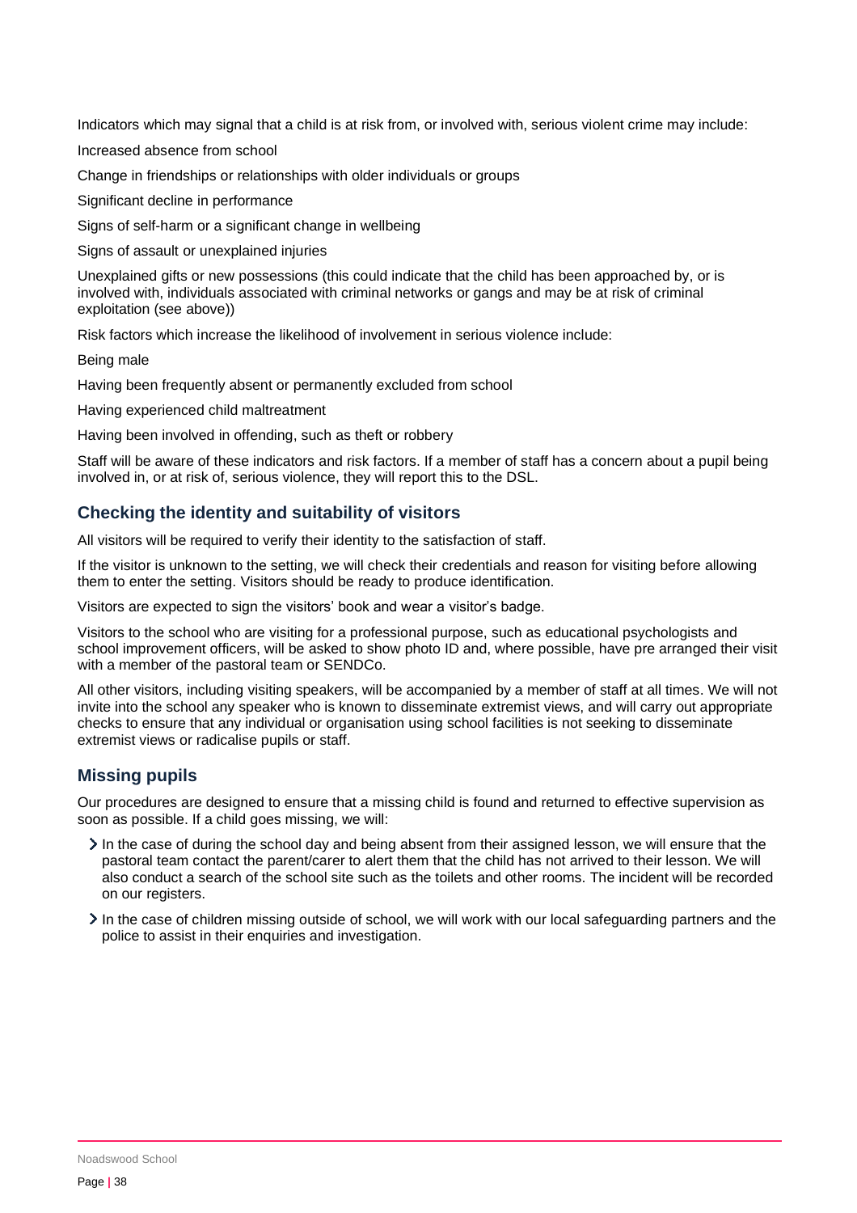Indicators which may signal that a child is at risk from, or involved with, serious violent crime may include:

Increased absence from school

Change in friendships or relationships with older individuals or groups

Significant decline in performance

Signs of self-harm or a significant change in wellbeing

Signs of assault or unexplained injuries

Unexplained gifts or new possessions (this could indicate that the child has been approached by, or is involved with, individuals associated with criminal networks or gangs and may be at risk of criminal exploitation (see above))

Risk factors which increase the likelihood of involvement in serious violence include:

Being male

Having been frequently absent or permanently excluded from school

Having experienced child maltreatment

Having been involved in offending, such as theft or robbery

Staff will be aware of these indicators and risk factors. If a member of staff has a concern about a pupil being involved in, or at risk of, serious violence, they will report this to the DSL.

## Checking the identity and suitability of visitors

All visitors will be required to verify their identity to the satisfaction of staff.

If the visitor is unknown to the setting, we will check their credentials and reason for visiting before allowing them to enter the setting. Visitors should be ready to produce identification.

Visitors are expected to sign the visitors' book and wear a visitor's badge.

Visitors to the school who are visiting for a professional purpose, such as educational psychologists and school improvement officers, will be asked to show photo ID and, where possible, have pre arranged their visit with a member of the pastoral team or SENDCo.

All other visitors, including visiting speakers, will be accompanied by a member of staff at all times. We will not invite into the school any speaker who is known to disseminate extremist views, and will carry out appropriate checks to ensure that any individual or organisation using school facilities is not seeking to disseminate extremist views or radicalise pupils or staff.

## Missing pupils

Our procedures are designed to ensure that a missing child is found and returned to effective supervision as soon as possible. If a child goes missing, we will:

- In the case of during the school day and being absent from their assigned lesson, we will ensure that the pastoral team contact the parent/carer to alert them that the child has not arrived to their lesson. We will also conduct a search of the school site such as the toilets and other rooms. The incident will be recorded on our registers.
- In the case of children missing outside of school, we will work with our local safeguarding partners and the police to assist in their enquiries and investigation.